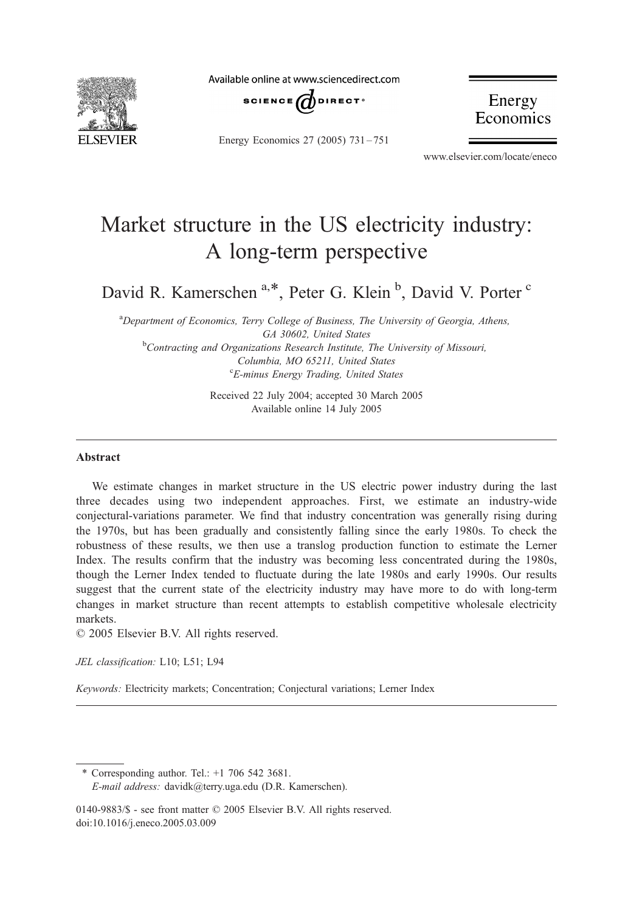# Market structure in the US electricity industry: A long-term perspective

David R. Kamerschen [a,*], Peter G. Klein [b], David V. Porter [c]

[a] *Department of Economics, Terry College of Business, The University of Georgia, Athens, GA 30602, United States*

[b] *Contracting and Organizations Research Institute, The University of Missouri, Columbia, MO 65211, United States*

[c] *E-minus Energy Trading, United States*

Received 22 July 2004; accepted 30 March 2005
Available online 14 July 2005

## Abstract

We estimate changes in market structure in the US electric power industry during the last three decades using two independent approaches. First, we estimate an industry-wide conjectural-variations parameter. We find that industry concentration was generally rising during the 1970s, but has been gradually and consistently falling since the early 1980s. To check the robustness of these results, we then use a translog production function to estimate the Lerner Index. The results confirm that the industry was becoming less concentrated during the 1980s, though the Lerner Index tended to fluctuate during the late 1980s and early 1990s. Our results suggest that the current state of the electricity industry may have more to do with long-term changes in market structure than recent attempts to establish competitive wholesale electricity markets.

© 2005 Elsevier B.V. All rights reserved.

*JEL classification:* L10; L51; L94

*Keywords:* Electricity markets; Concentration; Conjectural variations; Lerner Index

---

\* Corresponding author. Tel.: +1 706 542 3681.
*E-mail address:* davidk@terry.uga.edu (D.R. Kamerschen).

0140-9883/$ - see front matter © 2005 Elsevier B.V. All rights reserved.
doi:10.1016/j.eneco.2005.03.009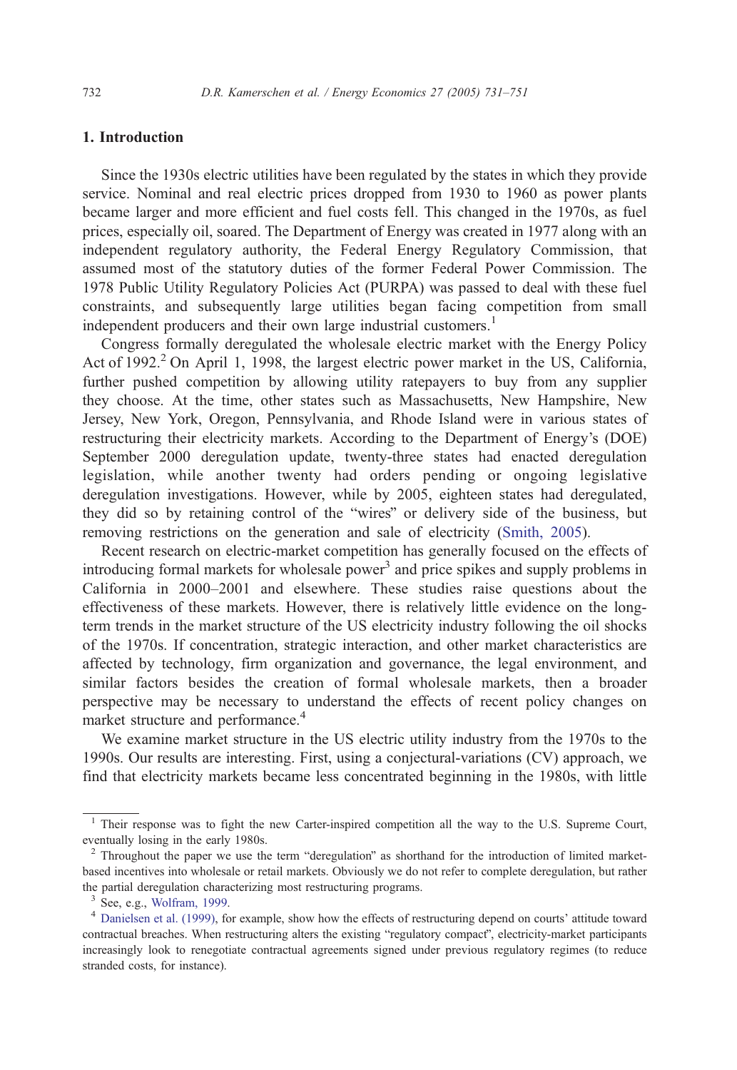## 1. Introduction

Since the 1930s electric utilities have been regulated by the states in which they provide service. Nominal and real electric prices dropped from 1930 to 1960 as power plants became larger and more efficient and fuel costs fell. This changed in the 1970s, as fuel prices, especially oil, soared. The Department of Energy was created in 1977 along with an independent regulatory authority, the Federal Energy Regulatory Commission, that assumed most of the statutory duties of the former Federal Power Commission. The 1978 Public Utility Regulatory Policies Act (PURPA) was passed to deal with these fuel constraints, and subsequently large utilities began facing competition from small independent producers and their own large industrial customers.[1]

Congress formally deregulated the wholesale electric market with the Energy Policy Act of 1992.[2] On April 1, 1998, the largest electric power market in the US, California, further pushed competition by allowing utility ratepayers to buy from any supplier they choose. At the time, other states such as Massachusetts, New Hampshire, New Jersey, New York, Oregon, Pennsylvania, and Rhode Island were in various states of restructuring their electricity markets. According to the Department of Energy's (DOE) September 2000 deregulation update, twenty-three states had enacted deregulation legislation, while another twenty had orders pending or ongoing legislative deregulation investigations. However, while by 2005, eighteen states had deregulated, they did so by retaining control of the "wires" or delivery side of the business, but removing restrictions on the generation and sale of electricity (Smith, 2005).

Recent research on electric-market competition has generally focused on the effects of introducing formal markets for wholesale power[3] and price spikes and supply problems in California in 2000–2001 and elsewhere. These studies raise questions about the effectiveness of these markets. However, there is relatively little evidence on the long-term trends in the market structure of the US electricity industry following the oil shocks of the 1970s. If concentration, strategic interaction, and other market characteristics are affected by technology, firm organization and governance, the legal environment, and similar factors besides the creation of formal wholesale markets, then a broader perspective may be necessary to understand the effects of recent policy changes on market structure and performance.[4]

We examine market structure in the US electric utility industry from the 1970s to the 1990s. Our results are interesting. First, using a conjectural-variations (CV) approach, we find that electricity markets became less concentrated beginning in the 1980s, with little

[1] Their response was to fight the new Carter-inspired competition all the way to the U.S. Supreme Court, eventually losing in the early 1980s.

[2] Throughout the paper we use the term "deregulation" as shorthand for the introduction of limited market-based incentives into wholesale or retail markets. Obviously we do not refer to complete deregulation, but rather the partial deregulation characterizing most restructuring programs.

[3] See, e.g., Wolfram, 1999.

[4] Danielsen et al. (1999), for example, show how the effects of restructuring depend on courts' attitude toward contractual breaches. When restructuring alters the existing "regulatory compact", electricity-market participants increasingly look to renegotiate contractual agreements signed under previous regulatory regimes (to reduce stranded costs, for instance).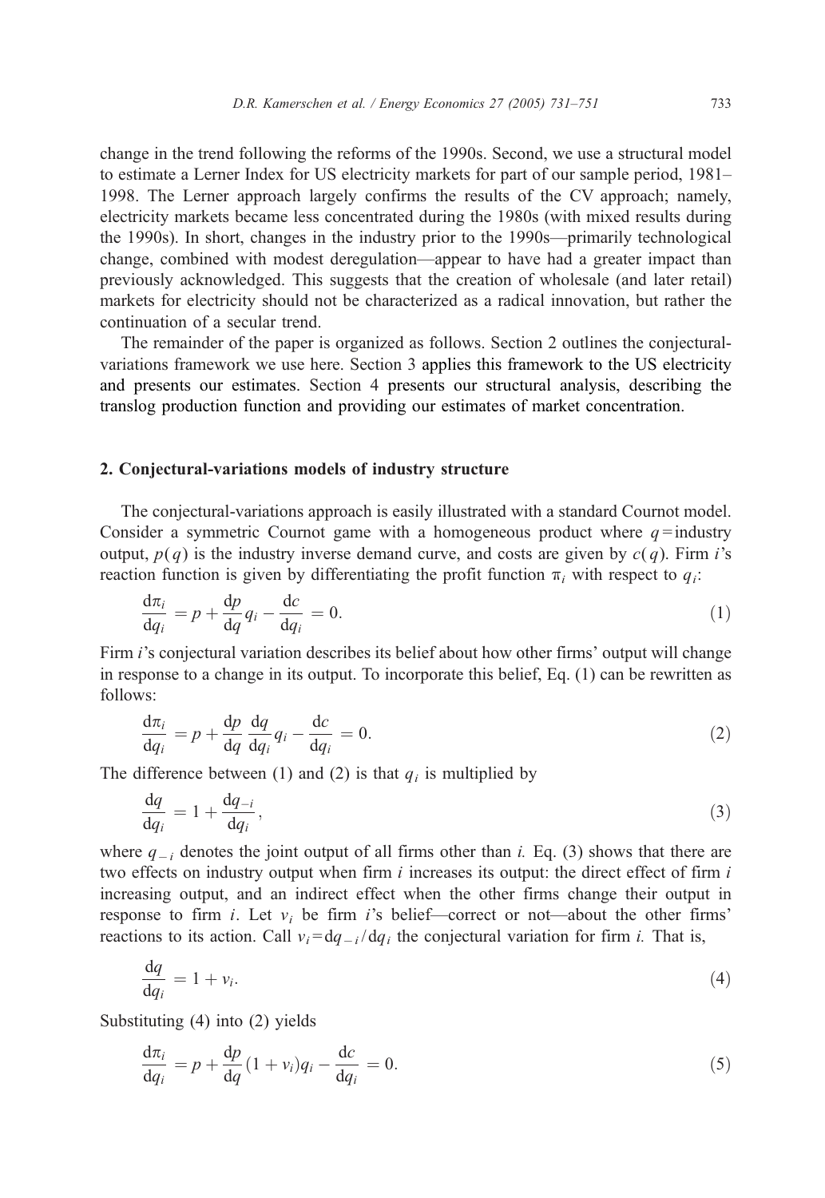change in the trend following the reforms of the 1990s. Second, we use a structural model to estimate a Lerner Index for US electricity markets for part of our sample period, 1981–1998. The Lerner approach largely confirms the results of the CV approach; namely, electricity markets became less concentrated during the 1980s (with mixed results during the 1990s). In short, changes in the industry prior to the 1990s—primarily technological change, combined with modest deregulation—appear to have had a greater impact than previously acknowledged. This suggests that the creation of wholesale (and later retail) markets for electricity should not be characterized as a radical innovation, but rather the continuation of a secular trend.

The remainder of the paper is organized as follows. Section 2 outlines the conjectural-variations framework we use here. Section 3 applies this framework to the US electricity and presents our estimates. Section 4 presents our structural analysis, describing the translog production function and providing our estimates of market concentration.

## 2. Conjectural-variations models of industry structure

The conjectural-variations approach is easily illustrated with a standard Cournot model. Consider a symmetric Cournot game with a homogeneous product where $q$ = industry output, $p(q)$ is the industry inverse demand curve, and costs are given by $c(q)$. Firm $i$'s reaction function is given by differentiating the profit function $\pi_i$ with respect to $q_i$:

$$\frac{\mathrm{d}\pi_i}{\mathrm{d}q_i} = p + \frac{\mathrm{d}p}{\mathrm{d}q} q_i - \frac{\mathrm{d}c}{\mathrm{d}q_i} = 0. \tag{1}$$

Firm $i$'s conjectural variation describes its belief about how other firms' output will change in response to a change in its output. To incorporate this belief, Eq. (1) can be rewritten as follows:

$$\frac{\mathrm{d}\pi_i}{\mathrm{d}q_i} = p + \frac{\mathrm{d}p}{\mathrm{d}q} \frac{\mathrm{d}q}{\mathrm{d}q_i} q_i - \frac{\mathrm{d}c}{\mathrm{d}q_i} = 0. \tag{2}$$

The difference between (1) and (2) is that $q_i$ is multiplied by

$$\frac{\mathrm{d}q}{\mathrm{d}q_i} = 1 + \frac{\mathrm{d}q_{-i}}{\mathrm{d}q_i}, \tag{3}$$

where $q_{-i}$ denotes the joint output of all firms other than $i$. Eq. (3) shows that there are two effects on industry output when firm $i$ increases its output: the direct effect of firm $i$ increasing output, and an indirect effect when the other firms change their output in response to firm $i$. Let $v_i$ be firm $i$'s belief—correct or not—about the other firms' reactions to its action. Call $v_i = \mathrm{d}q_{-i}/\mathrm{d}q_i$ the conjectural variation for firm $i$. That is,

$$\frac{\mathrm{d}q}{\mathrm{d}q_i} = 1 + v_i. \tag{4}$$

Substituting (4) into (2) yields

$$\frac{\mathrm{d}\pi_i}{\mathrm{d}q_i} = p + \frac{\mathrm{d}p}{\mathrm{d}q}(1 + v_i)q_i - \frac{\mathrm{d}c}{\mathrm{d}q_i} = 0. \tag{5}$$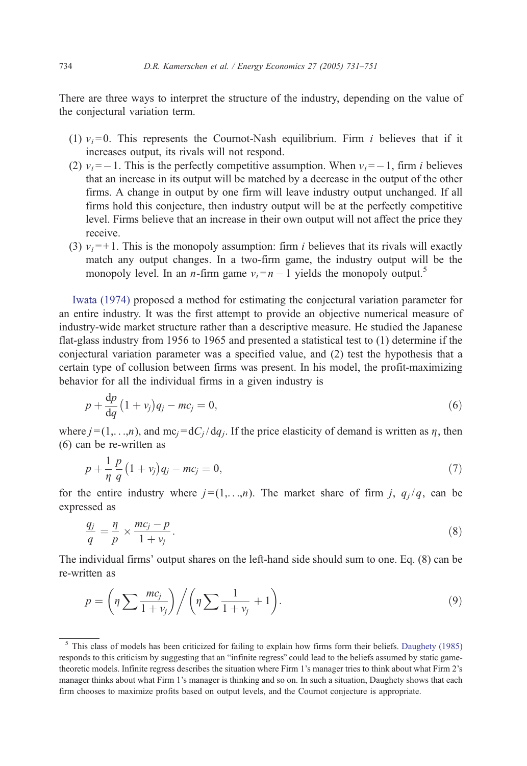There are three ways to interpret the structure of the industry, depending on the value of the conjectural variation term.

(1) $v_i = 0$. This represents the Cournot-Nash equilibrium. Firm $i$ believes that if it increases output, its rivals will not respond.
(2) $v_i = -1$. This is the perfectly competitive assumption. When $v_i = -1$, firm $i$ believes that an increase in its output will be matched by a decrease in the output of the other firms. A change in output by one firm will leave industry output unchanged. If all firms hold this conjecture, then industry output will be at the perfectly competitive level. Firms believe that an increase in their own output will not affect the price they receive.
(3) $v_i = +1$. This is the monopoly assumption: firm $i$ believes that its rivals will exactly match any output changes. In a two-firm game, the industry output will be the monopoly level. In an $n$-firm game $v_i = n-1$ yields the monopoly output.[5]

Iwata (1974) proposed a method for estimating the conjectural variation parameter for an entire industry. It was the first attempt to provide an objective numerical measure of industry-wide market structure rather than a descriptive measure. He studied the Japanese flat-glass industry from 1956 to 1965 and presented a statistical test to (1) determine if the conjectural variation parameter was a specified value, and (2) test the hypothesis that a certain type of collusion between firms was present. In his model, the profit-maximizing behavior for all the individual firms in a given industry is

$$p + \frac{\mathrm{d}p}{\mathrm{d}q}\left(1 + v_j\right)q_j - mc_j = 0, \tag{6}$$

where $j = (1,\ldots,n)$, and $\mathrm{mc}_j = \mathrm{d}C_j/\mathrm{d}q_j$. If the price elasticity of demand is written as $\eta$, then (6) can be re-written as

$$p + \frac{1}{\eta}\frac{p}{q}\left(1 + v_j\right)q_j - mc_j = 0, \tag{7}$$

for the entire industry where $j = (1,\ldots,n)$. The market share of firm $j$, $q_j/q$, can be expressed as

$$\frac{q_j}{q} = \frac{\eta}{p} \times \frac{mc_j - p}{1 + v_j}. \tag{8}$$

The individual firms' output shares on the left-hand side should sum to one. Eq. (8) can be re-written as

$$p = \left(\eta \sum \frac{mc_j}{1 + v_j}\right) \Big/ \left(\eta \sum \frac{1}{1 + v_j} + 1\right). \tag{9}$$

[5] This class of models has been criticized for failing to explain how firms form their beliefs. Daughety (1985) responds to this criticism by suggesting that an "infinite regress" could lead to the beliefs assumed by static game-theoretic models. Infinite regress describes the situation where Firm 1's manager tries to think about what Firm 2's manager thinks about what Firm 1's manager is thinking and so on. In such a situation, Daughety shows that each firm chooses to maximize profits based on output levels, and the Cournot conjecture is appropriate.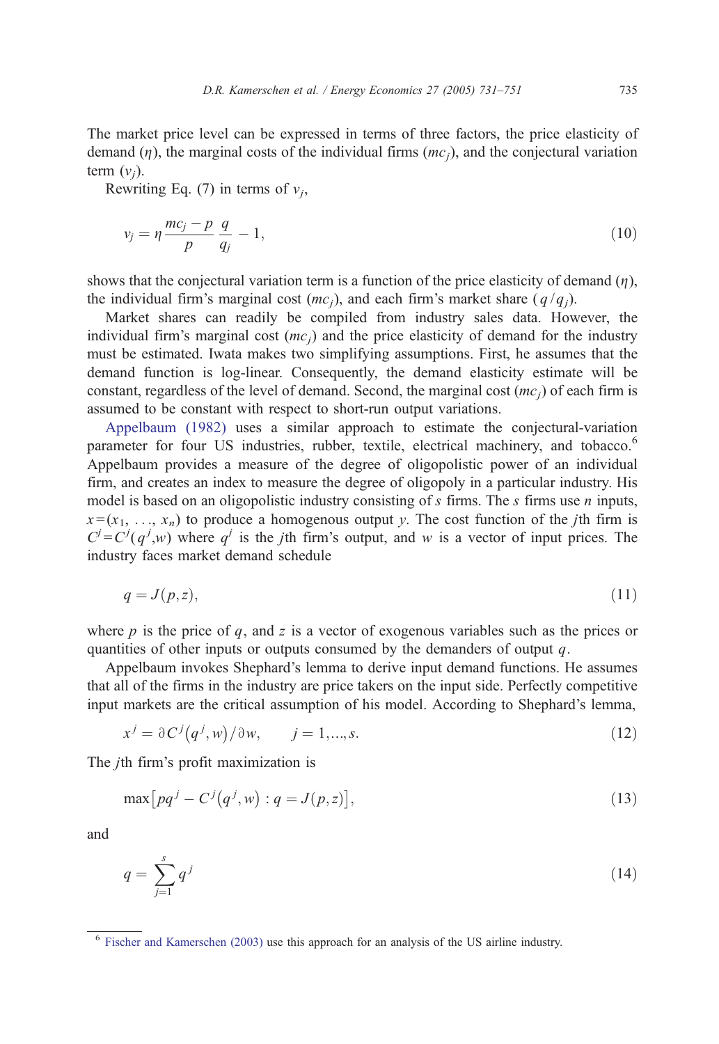The market price level can be expressed in terms of three factors, the price elasticity of demand ($\eta$), the marginal costs of the individual firms ($mc_j$), and the conjectural variation term ($v_j$).

Rewriting Eq. (7) in terms of $v_j$,

$$v_j = \eta \frac{mc_j - p}{p} \frac{q}{q_j} - 1, \tag{10}$$

shows that the conjectural variation term is a function of the price elasticity of demand ($\eta$), the individual firm's marginal cost ($mc_j$), and each firm's market share ($q/q_j$).

Market shares can readily be compiled from industry sales data. However, the individual firm's marginal cost ($mc_j$) and the price elasticity of demand for the industry must be estimated. Iwata makes two simplifying assumptions. First, he assumes that the demand function is log-linear. Consequently, the demand elasticity estimate will be constant, regardless of the level of demand. Second, the marginal cost ($mc_j$) of each firm is assumed to be constant with respect to short-run output variations.

Appelbaum (1982) uses a similar approach to estimate the conjectural-variation parameter for four US industries, rubber, textile, electrical machinery, and tobacco.[6] Appelbaum provides a measure of the degree of oligopolistic power of an individual firm, and creates an index to measure the degree of oligopoly in a particular industry. His model is based on an oligopolistic industry consisting of $s$ firms. The $s$ firms use $n$ inputs, $x = (x_1, \ldots, x_n)$ to produce a homogenous output $y$. The cost function of the $j$th firm is $C^j = C^j(q^j, w)$ where $q^j$ is the $j$th firm's output, and $w$ is a vector of input prices. The industry faces market demand schedule

$$q = J(p, z), \tag{11}$$

where $p$ is the price of $q$, and $z$ is a vector of exogenous variables such as the prices or quantities of other inputs or outputs consumed by the demanders of output $q$.

Appelbaum invokes Shephard's lemma to derive input demand functions. He assumes that all of the firms in the industry are price takers on the input side. Perfectly competitive input markets are the critical assumption of his model. According to Shephard's lemma,

$$x^j = \partial C^j(q^j, w) / \partial w, \qquad j = 1, \ldots, s. \tag{12}$$

The $j$th firm's profit maximization is

$$\max\left[pq^j - C^j(q^j, w) : q = J(p, z)\right], \tag{13}$$

and

$$q = \sum_{j=1}^{s} q^j \tag{14}$$

[6] Fischer and Kamerschen (2003) use this approach for an analysis of the US airline industry.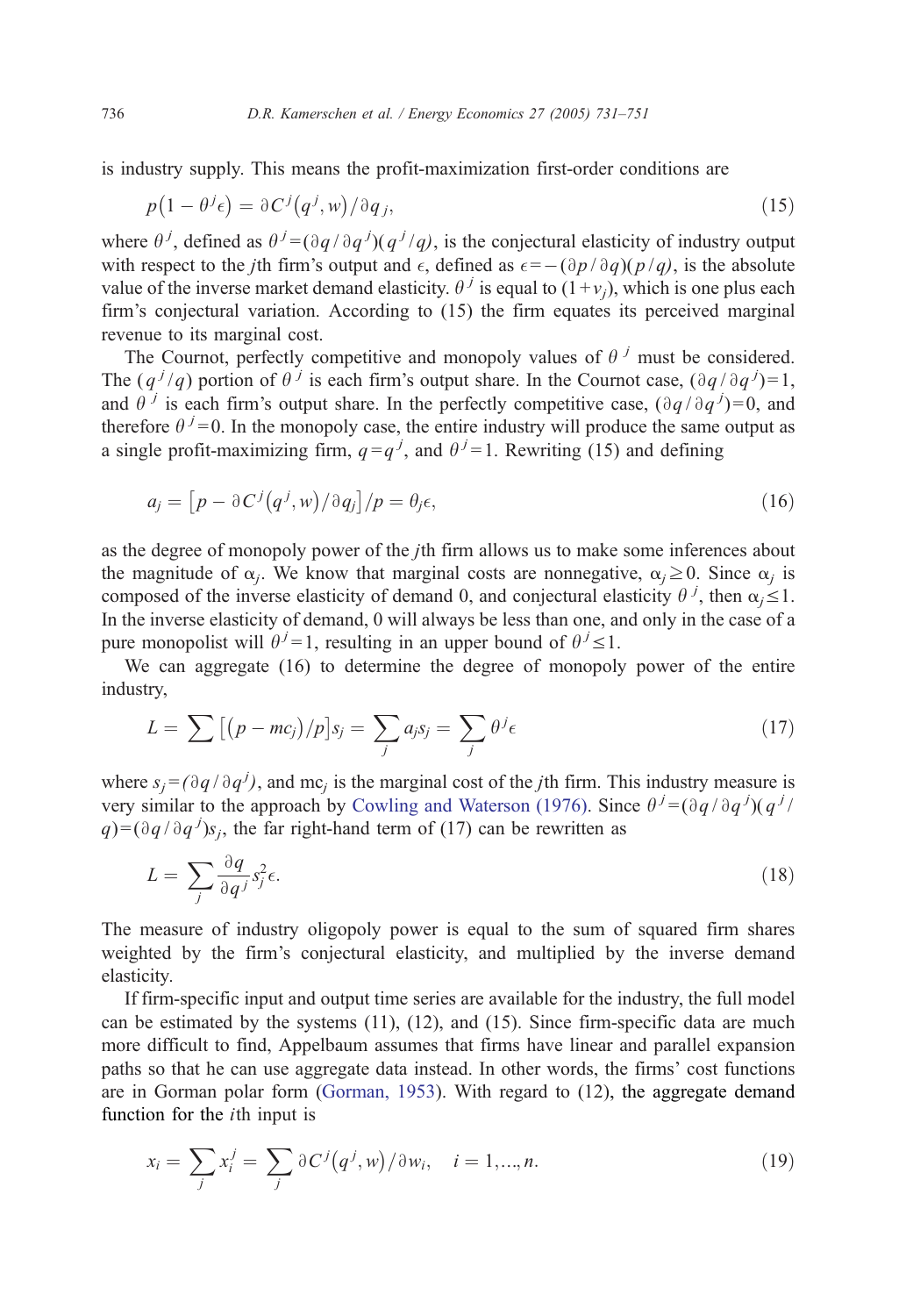is industry supply. This means the profit-maximization first-order conditions are

$$p\left(1-\theta^{j}\epsilon\right)=\partial C^{j}\left(q^{j},w\right)/\partial q_{j}, \tag{15}$$

where $\theta^j$, defined as $\theta^j=(\partial q/\partial q^j)(q^j/q)$, is the conjectural elasticity of industry output with respect to the $j$th firm's output and $\epsilon$, defined as $\epsilon=-(\partial p/\partial q)(p/q)$, is the absolute value of the inverse market demand elasticity. $\theta^j$ is equal to $(1+v_j)$, which is one plus each firm's conjectural variation. According to (15) the firm equates its perceived marginal revenue to its marginal cost.

The Cournot, perfectly competitive and monopoly values of $\theta^j$ must be considered. The $(q^j/q)$ portion of $\theta^j$ is each firm's output share. In the Cournot case, $(\partial q/\partial q^j)=1$, and $\theta^j$ is each firm's output share. In the perfectly competitive case, $(\partial q/\partial q^j)=0$, and therefore $\theta^j=0$. In the monopoly case, the entire industry will produce the same output as a single profit-maximizing firm, $q=q^j$, and $\theta^j=1$. Rewriting (15) and defining

$$a_j=\left[p-\partial C^j\left(q^j,w\right)/\partial q_j\right]/p=\theta_j\epsilon, \tag{16}$$

as the degree of monopoly power of the $j$th firm allows us to make some inferences about the magnitude of $\alpha_j$. We know that marginal costs are nonnegative, $\alpha_j\geq 0$. Since $\alpha_j$ is composed of the inverse elasticity of demand 0, and conjectural elasticity $\theta^j$, then $\alpha_j\leq 1$. In the inverse elasticity of demand, 0 will always be less than one, and only in the case of a pure monopolist will $\theta^j=1$, resulting in an upper bound of $\theta^j\leq 1$.

We can aggregate (16) to determine the degree of monopoly power of the entire industry,

$$L=\sum\left[\left(p-mc_j\right)/p\right]s_j=\sum_j a_js_j=\sum_j\theta^j\epsilon \tag{17}$$

where $s_j=(\partial q/\partial q^j)$, and $\mathrm{mc}_j$ is the marginal cost of the $j$th firm. This industry measure is very similar to the approach by Cowling and Waterson (1976). Since $\theta^j=(\partial q/\partial q^j)(q^j/q)=(\partial q/\partial q^j)s_j$, the far right-hand term of (17) can be rewritten as

$$L=\sum_j\frac{\partial q}{\partial q^j}s_j^2\epsilon. \tag{18}$$

The measure of industry oligopoly power is equal to the sum of squared firm shares weighted by the firm's conjectural elasticity, and multiplied by the inverse demand elasticity.

If firm-specific input and output time series are available for the industry, the full model can be estimated by the systems (11), (12), and (15). Since firm-specific data are much more difficult to find, Appelbaum assumes that firms have linear and parallel expansion paths so that he can use aggregate data instead. In other words, the firms' cost functions are in Gorman polar form (Gorman, 1953). With regard to (12), the aggregate demand function for the $i$th input is

$$x_i=\sum_j x_i^j=\sum_j\partial C^j\left(q^j,w\right)/\partial w_i,\quad i=1,\ldots,n. \tag{19}$$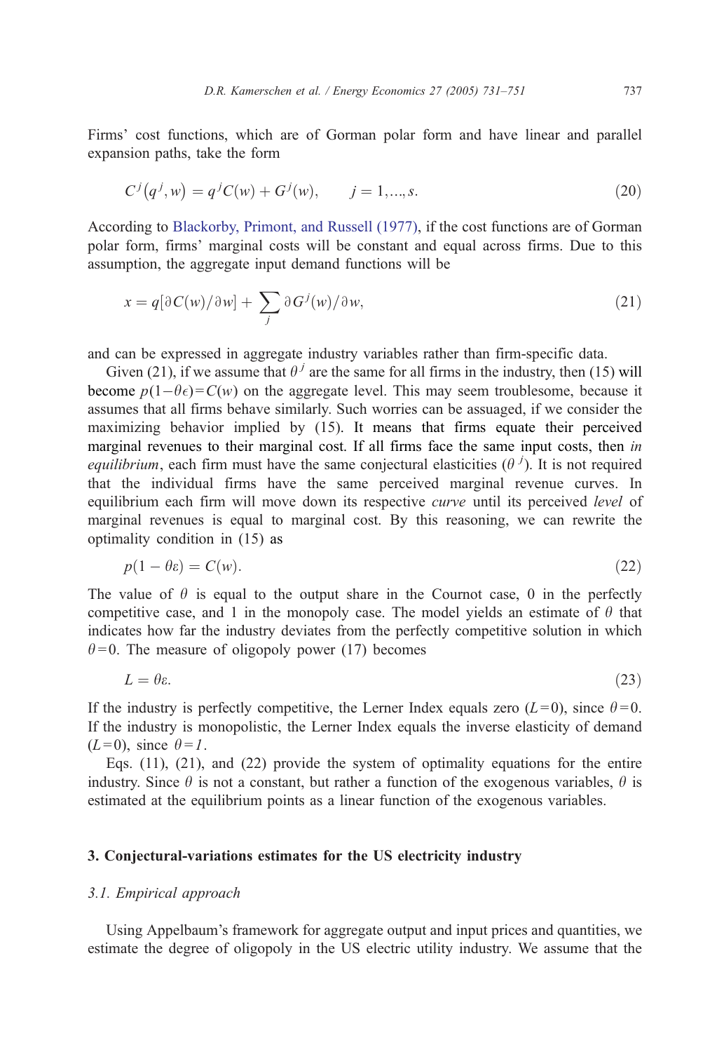Firms' cost functions, which are of Gorman polar form and have linear and parallel expansion paths, take the form

$$C^j(q^j, w) = q^j C(w) + G^j(w), \qquad j = 1, \ldots, s. \tag{20}$$

According to Blackorby, Primont, and Russell (1977), if the cost functions are of Gorman polar form, firms' marginal costs will be constant and equal across firms. Due to this assumption, the aggregate input demand functions will be

$$x = q[\partial C(w)/\partial w] + \sum_j \partial G^j(w)/\partial w, \tag{21}$$

and can be expressed in aggregate industry variables rather than firm-specific data.

Given (21), if we assume that $\theta^j$ are the same for all firms in the industry, then (15) will become $p(1-\theta\epsilon)=C(w)$ on the aggregate level. This may seem troublesome, because it assumes that all firms behave similarly. Such worries can be assuaged, if we consider the maximizing behavior implied by (15). It means that firms equate their perceived marginal revenues to their marginal cost. If all firms face the same input costs, then *in equilibrium*, each firm must have the same conjectural elasticities ($\theta^j$). It is not required that the individual firms have the same perceived marginal revenue curves. In equilibrium each firm will move down its respective *curve* until its perceived *level* of marginal revenues is equal to marginal cost. By this reasoning, we can rewrite the optimality condition in (15) as

$$p(1 - \theta\varepsilon) = C(w). \tag{22}$$

The value of $\theta$ is equal to the output share in the Cournot case, 0 in the perfectly competitive case, and 1 in the monopoly case. The model yields an estimate of $\theta$ that indicates how far the industry deviates from the perfectly competitive solution in which $\theta=0$. The measure of oligopoly power (17) becomes

$$L = \theta\varepsilon. \tag{23}$$

If the industry is perfectly competitive, the Lerner Index equals zero ($L=0$), since $\theta=0$. If the industry is monopolistic, the Lerner Index equals the inverse elasticity of demand ($L=0$), since $\theta=1$.

Eqs. (11), (21), and (22) provide the system of optimality equations for the entire industry. Since $\theta$ is not a constant, but rather a function of the exogenous variables, $\theta$ is estimated at the equilibrium points as a linear function of the exogenous variables.

## 3. Conjectural-variations estimates for the US electricity industry

### 3.1. Empirical approach

Using Appelbaum's framework for aggregate output and input prices and quantities, we estimate the degree of oligopoly in the US electric utility industry. We assume that the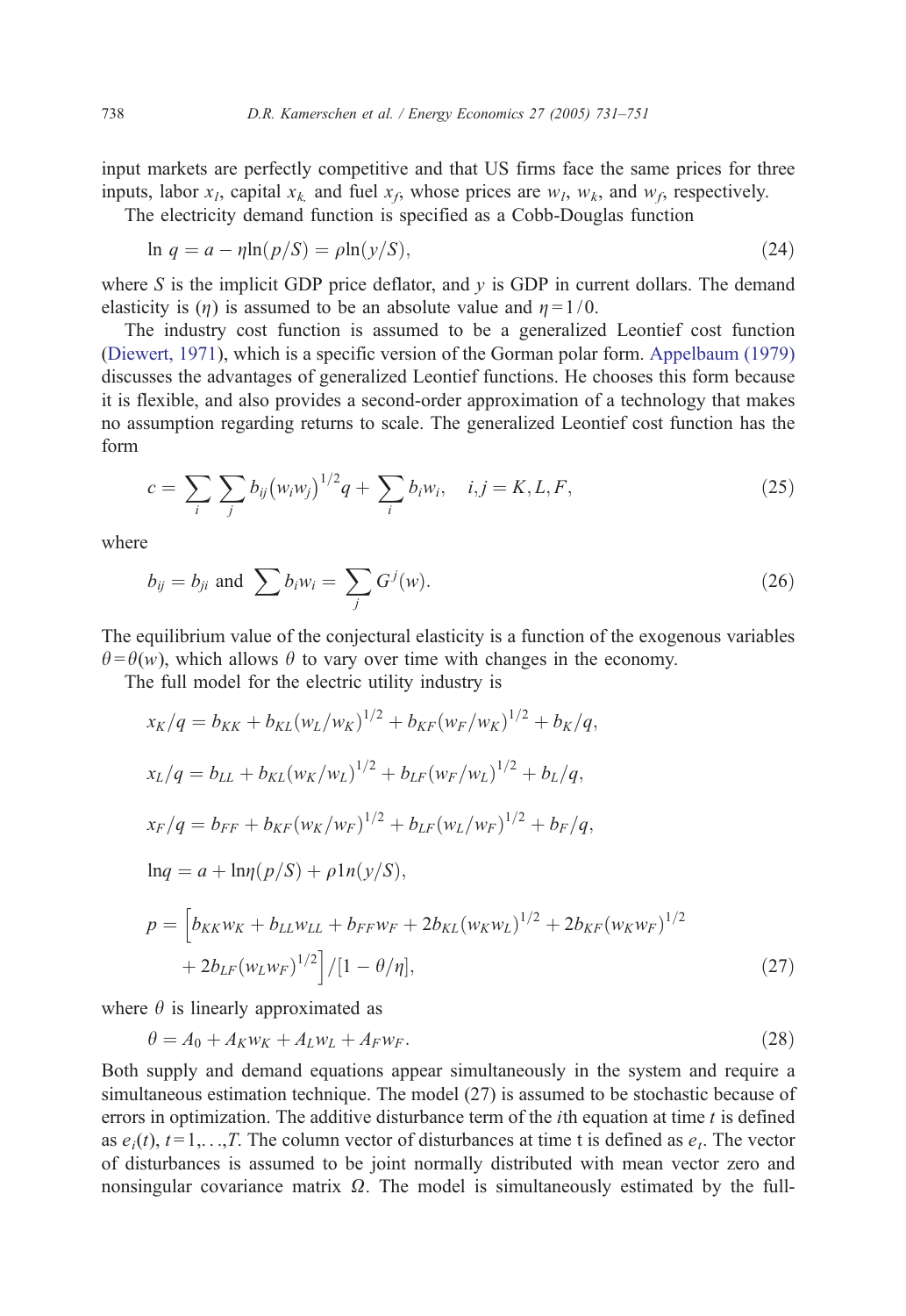input markets are perfectly competitive and that US firms face the same prices for three inputs, labor $x_l$, capital $x_{k,}$ and fuel $x_f$, whose prices are $w_l$, $w_k$, and $w_f$, respectively.

The electricity demand function is specified as a Cobb-Douglas function

$$\ln q = a - \eta \ln(p/S) = \rho \ln(y/S), \tag{24}$$

where $S$ is the implicit GDP price deflator, and $y$ is GDP in current dollars. The demand elasticity is ($\eta$) is assumed to be an absolute value and $\eta = 1/0$.

The industry cost function is assumed to be a generalized Leontief cost function (Diewert, 1971), which is a specific version of the Gorman polar form. Appelbaum (1979) discusses the advantages of generalized Leontief functions. He chooses this form because it is flexible, and also provides a second-order approximation of a technology that makes no assumption regarding returns to scale. The generalized Leontief cost function has the form

$$c = \sum_i \sum_j b_{ij} \left(w_i w_j\right)^{1/2} q + \sum_i b_i w_i, \quad i,j = K, L, F, \tag{25}$$

where

$$b_{ij} = b_{ji} \text{ and } \sum b_i w_i = \sum_j G^j(w). \tag{26}$$

The equilibrium value of the conjectural elasticity is a function of the exogenous variables $\theta = \theta(w)$, which allows $\theta$ to vary over time with changes in the economy.

The full model for the electric utility industry is

$$
\begin{aligned}
x_K/q &= b_{KK} + b_{KL}(w_L/w_K)^{1/2} + b_{KF}(w_F/w_K)^{1/2} + b_K/q, \\
x_L/q &= b_{LL} + b_{KL}(w_K/w_L)^{1/2} + b_{LF}(w_F/w_L)^{1/2} + b_L/q, \\
x_F/q &= b_{FF} + b_{KF}(w_K/w_F)^{1/2} + b_{LF}(w_L/w_F)^{1/2} + b_F/q, \\
\ln q &= a + \ln \eta (p/S) + \rho 1n(y/S), \\
p &= \Big[ b_{KK} w_K + b_{LL} w_{LL} + b_{FF} w_F + 2b_{KL}(w_K w_L)^{1/2} + 2b_{KF}(w_K w_F)^{1/2} \\
&\quad + 2b_{LF}(w_L w_F)^{1/2} \Big] / [1 - \theta/\eta],
\end{aligned}
\tag{27}
$$

where $\theta$ is linearly approximated as

$$\theta = A_0 + A_K w_K + A_L w_L + A_F w_F. \tag{28}$$

Both supply and demand equations appear simultaneously in the system and require a simultaneous estimation technique. The model (27) is assumed to be stochastic because of errors in optimization. The additive disturbance term of the $i$th equation at time $t$ is defined as $e_i(t)$, $t = 1, \ldots, T$. The column vector of disturbances at time t is defined as $e_t$. The vector of disturbances is assumed to be joint normally distributed with mean vector zero and nonsingular covariance matrix $\Omega$. The model is simultaneously estimated by the full-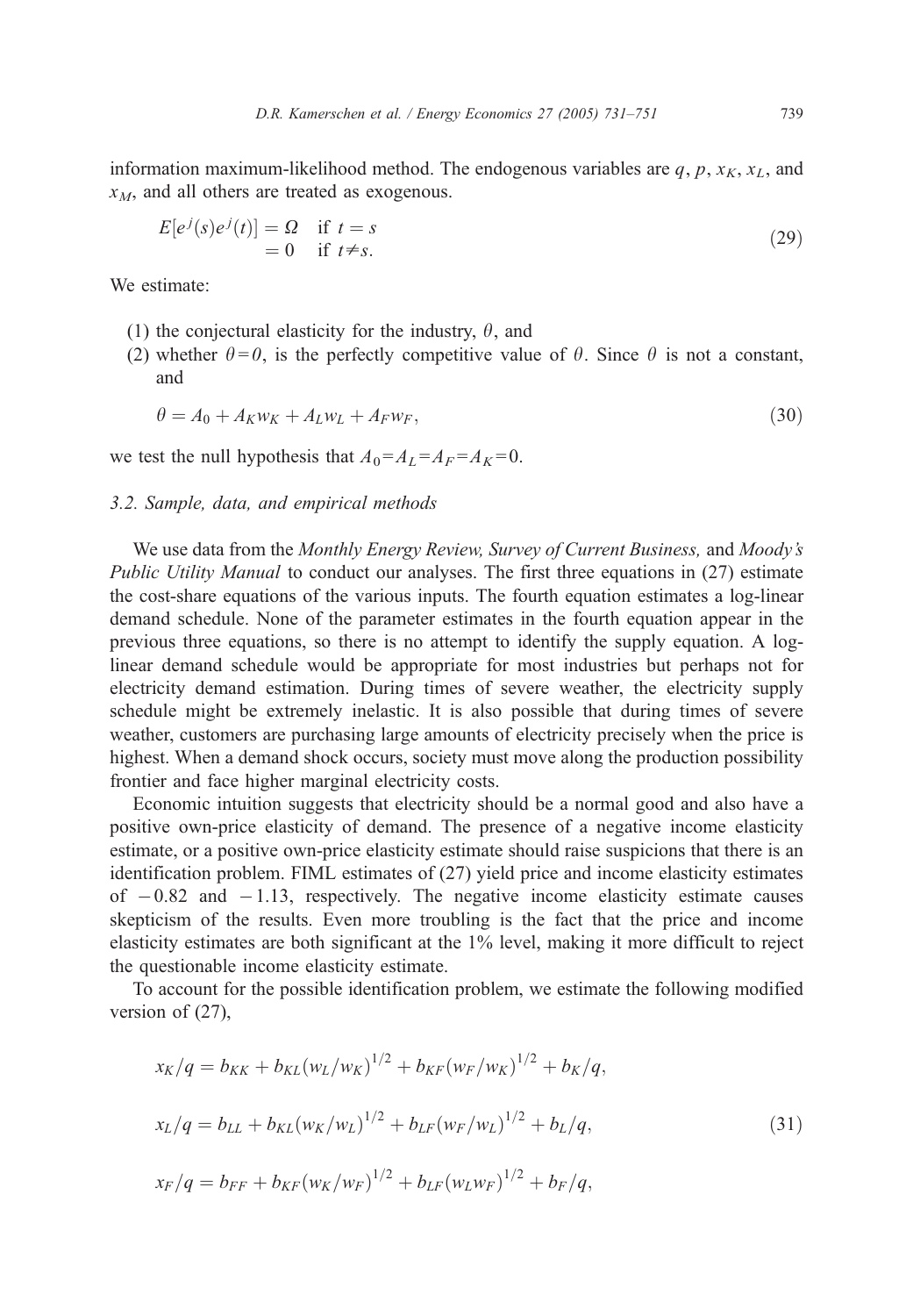information maximum-likelihood method. The endogenous variables are $q$, $p$, $x_K$, $x_L$, and $x_M$, and all others are treated as exogenous.

$$
\begin{aligned}
E[e^j(s)e^j(t)] &= \Omega \quad \text{if } t = s \\
&= 0 \quad \text{if } t \neq s.
\end{aligned}
\tag{29}
$$

We estimate:

(1) the conjectural elasticity for the industry, $\theta$, and

(2) whether $\theta=0$, is the perfectly competitive value of $\theta$. Since $\theta$ is not a constant, and

$$
\theta = A_0 + A_K w_K + A_L w_L + A_F w_F,
\tag{30}
$$

we test the null hypothesis that $A_0=A_L=A_F=A_K=0$.

### 3.2. Sample, data, and empirical methods

We use data from the *Monthly Energy Review, Survey of Current Business,* and *Moody's Public Utility Manual* to conduct our analyses. The first three equations in (27) estimate the cost-share equations of the various inputs. The fourth equation estimates a log-linear demand schedule. None of the parameter estimates in the fourth equation appear in the previous three equations, so there is no attempt to identify the supply equation. A log-linear demand schedule would be appropriate for most industries but perhaps not for electricity demand estimation. During times of severe weather, the electricity supply schedule might be extremely inelastic. It is also possible that during times of severe weather, customers are purchasing large amounts of electricity precisely when the price is highest. When a demand shock occurs, society must move along the production possibility frontier and face higher marginal electricity costs.

Economic intuition suggests that electricity should be a normal good and also have a positive own-price elasticity of demand. The presence of a negative income elasticity estimate, or a positive own-price elasticity estimate should raise suspicions that there is an identification problem. FIML estimates of (27) yield price and income elasticity estimates of $-0.82$ and $-1.13$, respectively. The negative income elasticity estimate causes skepticism of the results. Even more troubling is the fact that the price and income elasticity estimates are both significant at the 1% level, making it more difficult to reject the questionable income elasticity estimate.

To account for the possible identification problem, we estimate the following modified version of (27),

$$
\begin{aligned}
x_K/q &= b_{KK} + b_{KL}(w_L/w_K)^{1/2} + b_{KF}(w_F/w_K)^{1/2} + b_K/q, \\
x_L/q &= b_{LL} + b_{KL}(w_K/w_L)^{1/2} + b_{LF}(w_F/w_L)^{1/2} + b_L/q, \\
x_F/q &= b_{FF} + b_{KF}(w_K/w_F)^{1/2} + b_{LF}(w_L w_F)^{1/2} + b_F/q,
\end{aligned}
\tag{31}
$$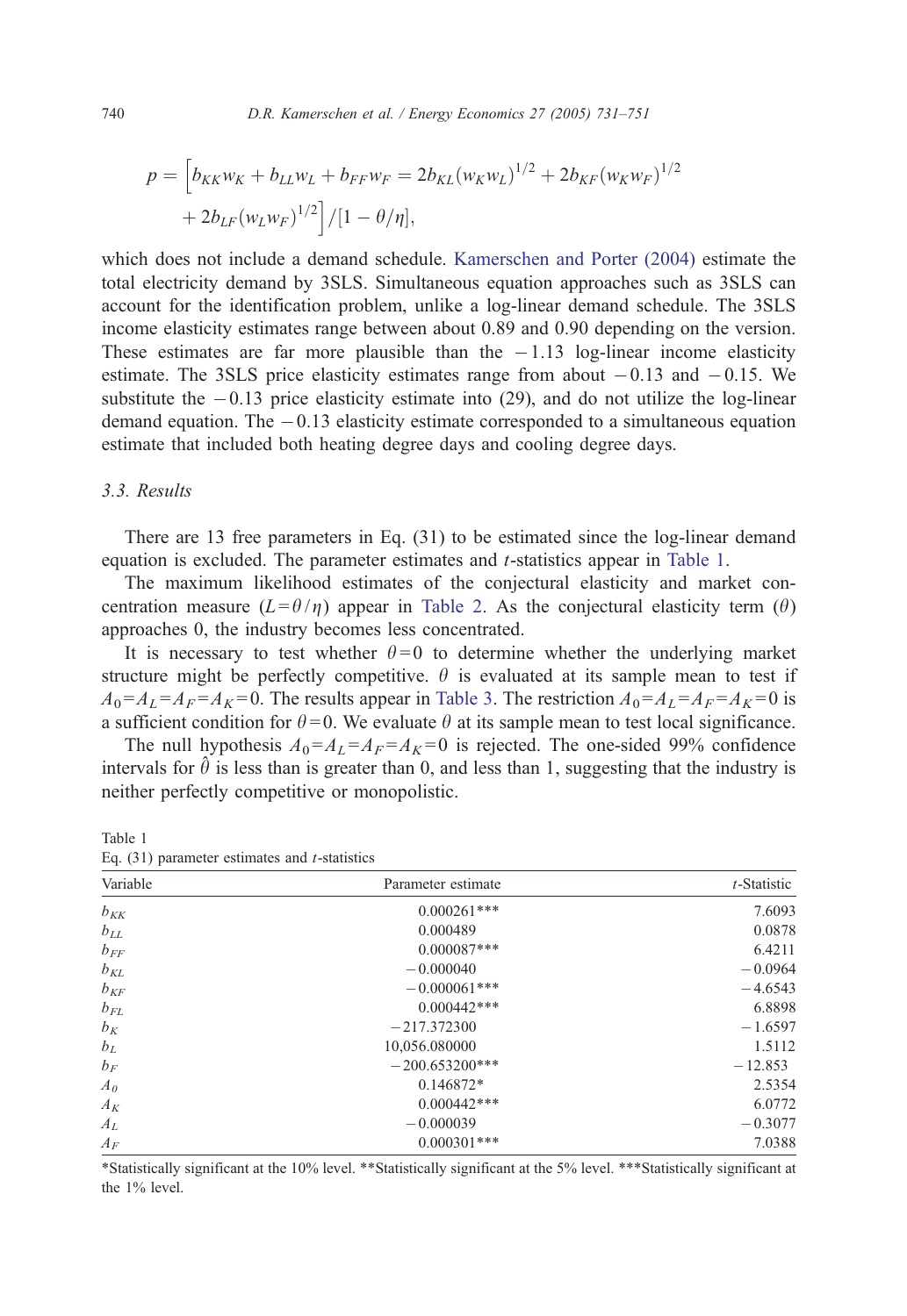$$p = \Big[b_{KK}w_K + b_{LL}w_L + b_{FF}w_F = 2b_{KL}(w_K w_L)^{1/2} + 2b_{KF}(w_K w_F)^{1/2} + 2b_{LF}(w_L w_F)^{1/2}\Big] / [1 - \theta/\eta],$$

which does not include a demand schedule. Kamerschen and Porter (2004) estimate the total electricity demand by 3SLS. Simultaneous equation approaches such as 3SLS can account for the identification problem, unlike a log-linear demand schedule. The 3SLS income elasticity estimates range between about 0.89 and 0.90 depending on the version. These estimates are far more plausible than the $-1.13$ log-linear income elasticity estimate. The 3SLS price elasticity estimates range from about $-0.13$ and $-0.15$. We substitute the $-0.13$ price elasticity estimate into (29), and do not utilize the log-linear demand equation. The $-0.13$ elasticity estimate corresponded to a simultaneous equation estimate that included both heating degree days and cooling degree days.

### 3.3. Results

There are 13 free parameters in Eq. (31) to be estimated since the log-linear demand equation is excluded. The parameter estimates and $t$-statistics appear in Table 1.

The maximum likelihood estimates of the conjectural elasticity and market concentration measure ($L=\theta/\eta$) appear in Table 2. As the conjectural elasticity term ($\theta$) approaches 0, the industry becomes less concentrated.

It is necessary to test whether $\theta=0$ to determine whether the underlying market structure might be perfectly competitive. $\theta$ is evaluated at its sample mean to test if $A_0=A_L=A_F=A_K=0$. The results appear in Table 3. The restriction $A_0=A_L=A_F=A_K=0$ is a sufficient condition for $\theta=0$. We evaluate $\theta$ at its sample mean to test local significance.

The null hypothesis $A_0=A_L=A_F=A_K=0$ is rejected. The one-sided 99% confidence intervals for $\hat{\theta}$ is less than is greater than 0, and less than 1, suggesting that the industry is neither perfectly competitive or monopolistic.

Table 1
Eq. (31) parameter estimates and $t$-statistics

| Variable | Parameter estimate | $t$-Statistic |
|---|---|---|
| $b_{KK}$ | 0.000261*** | 7.6093 |
| $b_{LL}$ | 0.000489 | 0.0878 |
| $b_{FF}$ | 0.000087*** | 6.4211 |
| $b_{KL}$ | −0.000040 | −0.0964 |
| $b_{KF}$ | −0.000061*** | −4.6543 |
| $b_{FL}$ | 0.000442*** | 6.8898 |
| $b_K$ | −217.372300 | −1.6597 |
| $b_L$ | 10,056.080000 | 1.5112 |
| $b_F$ | −200.653200*** | −12.853 |
| $A_0$ | 0.146872* | 2.5354 |
| $A_K$ | 0.000442*** | 6.0772 |
| $A_L$ | −0.000039 | −0.3077 |
| $A_F$ | 0.000301*** | 7.0388 |

*Statistically significant at the 10% level. **Statistically significant at the 5% level. ***Statistically significant at the 1% level.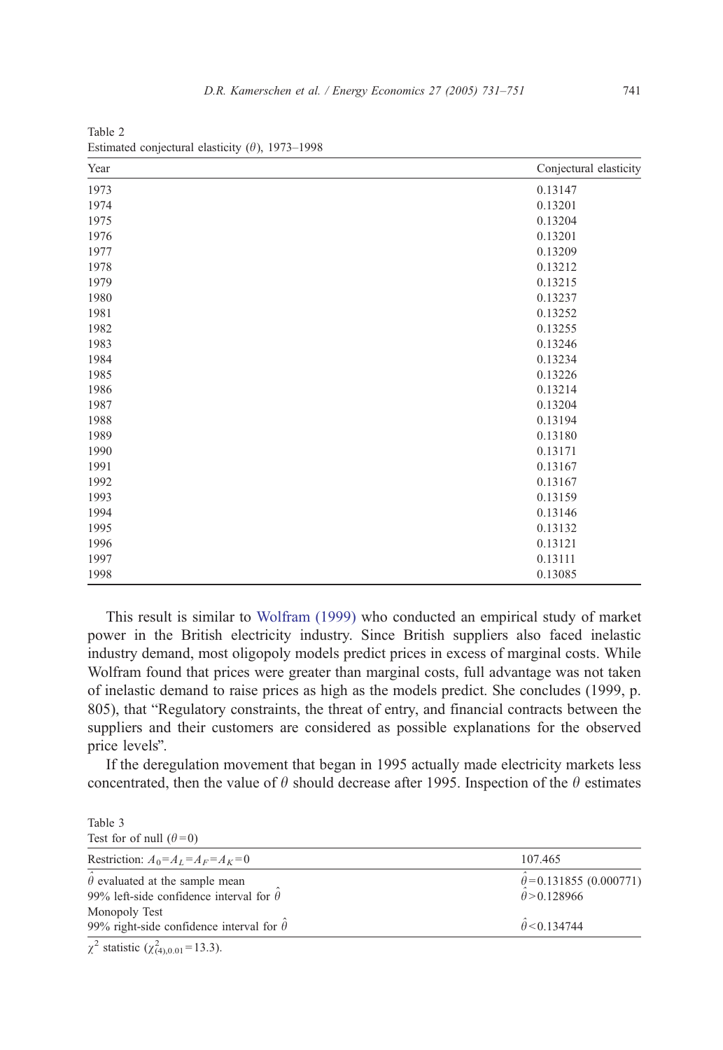Table 2
Estimated conjectural elasticity ($\theta$), 1973–1998

| Year | Conjectural elasticity |
|---|---|
| 1973 | 0.13147 |
| 1974 | 0.13201 |
| 1975 | 0.13204 |
| 1976 | 0.13201 |
| 1977 | 0.13209 |
| 1978 | 0.13212 |
| 1979 | 0.13215 |
| 1980 | 0.13237 |
| 1981 | 0.13252 |
| 1982 | 0.13255 |
| 1983 | 0.13246 |
| 1984 | 0.13234 |
| 1985 | 0.13226 |
| 1986 | 0.13214 |
| 1987 | 0.13204 |
| 1988 | 0.13194 |
| 1989 | 0.13180 |
| 1990 | 0.13171 |
| 1991 | 0.13167 |
| 1992 | 0.13167 |
| 1993 | 0.13159 |
| 1994 | 0.13146 |
| 1995 | 0.13132 |
| 1996 | 0.13121 |
| 1997 | 0.13111 |
| 1998 | 0.13085 |

This result is similar to Wolfram (1999) who conducted an empirical study of market power in the British electricity industry. Since British suppliers also faced inelastic industry demand, most oligopoly models predict prices in excess of marginal costs. While Wolfram found that prices were greater than marginal costs, full advantage was not taken of inelastic demand to raise prices as high as the models predict. She concludes (1999, p. 805), that "Regulatory constraints, the threat of entry, and financial contracts between the suppliers and their customers are considered as possible explanations for the observed price levels".

If the deregulation movement that began in 1995 actually made electricity markets less concentrated, then the value of $\theta$ should decrease after 1995. Inspection of the $\theta$ estimates

Table 3
Test for of null ($\theta = 0$)

| Restriction: $A_0 = A_L = A_F = A_K = 0$ | 107.465 |
|---|---|
| $\hat{\theta}$ evaluated at the sample mean | $\hat{\theta} = 0.131855$ (0.000771) |
| 99% left-side confidence interval for $\hat{\theta}$ | $\hat{\theta} > 0.128966$ |
| Monopoly Test | |
| 99% right-side confidence interval for $\hat{\theta}$ | $\hat{\theta} < 0.134744$ |

$\chi^2$ statistic ($\chi^2_{(4),0.01} = 13.3$).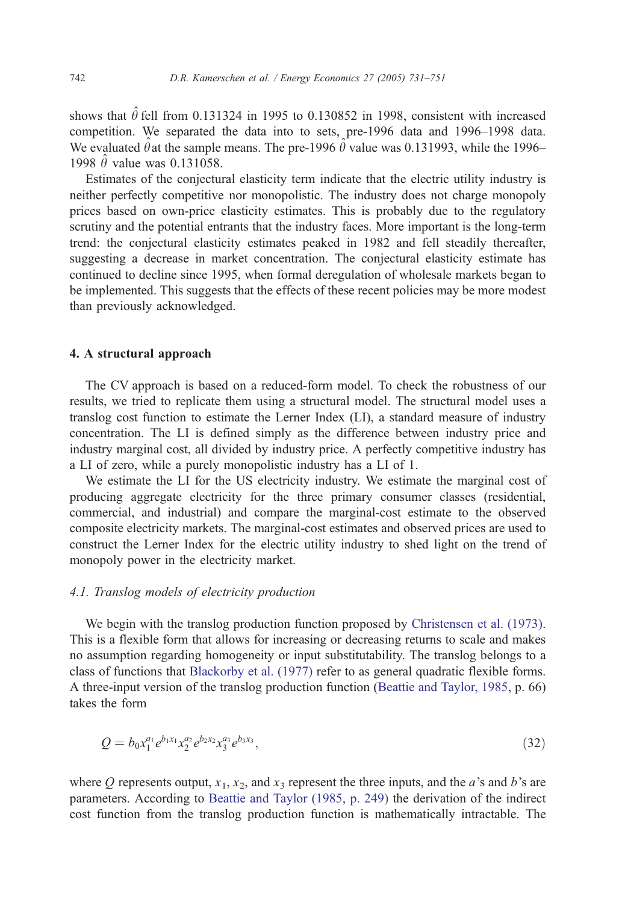shows that $\hat{\theta}$ fell from 0.131324 in 1995 to 0.130852 in 1998, consistent with increased competition. We separated the data into to sets, pre-1996 data and 1996–1998 data. We evaluated $\hat{\theta}$ at the sample means. The pre-1996 $\hat{\theta}$ value was 0.131993, while the 1996–1998 $\hat{\theta}$ value was 0.131058.

Estimates of the conjectural elasticity term indicate that the electric utility industry is neither perfectly competitive nor monopolistic. The industry does not charge monopoly prices based on own-price elasticity estimates. This is probably due to the regulatory scrutiny and the potential entrants that the industry faces. More important is the long-term trend: the conjectural elasticity estimates peaked in 1982 and fell steadily thereafter, suggesting a decrease in market concentration. The conjectural elasticity estimate has continued to decline since 1995, when formal deregulation of wholesale markets began to be implemented. This suggests that the effects of these recent policies may be more modest than previously acknowledged.

## 4. A structural approach

The CV approach is based on a reduced-form model. To check the robustness of our results, we tried to replicate them using a structural model. The structural model uses a translog cost function to estimate the Lerner Index (LI), a standard measure of industry concentration. The LI is defined simply as the difference between industry price and industry marginal cost, all divided by industry price. A perfectly competitive industry has a LI of zero, while a purely monopolistic industry has a LI of 1.

We estimate the LI for the US electricity industry. We estimate the marginal cost of producing aggregate electricity for the three primary consumer classes (residential, commercial, and industrial) and compare the marginal-cost estimate to the observed composite electricity markets. The marginal-cost estimates and observed prices are used to construct the Lerner Index for the electric utility industry to shed light on the trend of monopoly power in the electricity market.

### *4.1. Translog models of electricity production*

We begin with the translog production function proposed by Christensen et al. (1973). This is a flexible form that allows for increasing or decreasing returns to scale and makes no assumption regarding homogeneity or input substitutability. The translog belongs to a class of functions that Blackorby et al. (1977) refer to as general quadratic flexible forms. A three-input version of the translog production function (Beattie and Taylor, 1985, p. 66) takes the form

$$Q = b_0 x_1^{a_1} e^{b_1 x_1} x_2^{a_2} e^{b_2 x_2} x_3^{a_3} e^{b_3 x_3}, \tag{32}$$

where $Q$ represents output, $x_1$, $x_2$, and $x_3$ represent the three inputs, and the $a$'s and $b$'s are parameters. According to Beattie and Taylor (1985, p. 249) the derivation of the indirect cost function from the translog production function is mathematically intractable. The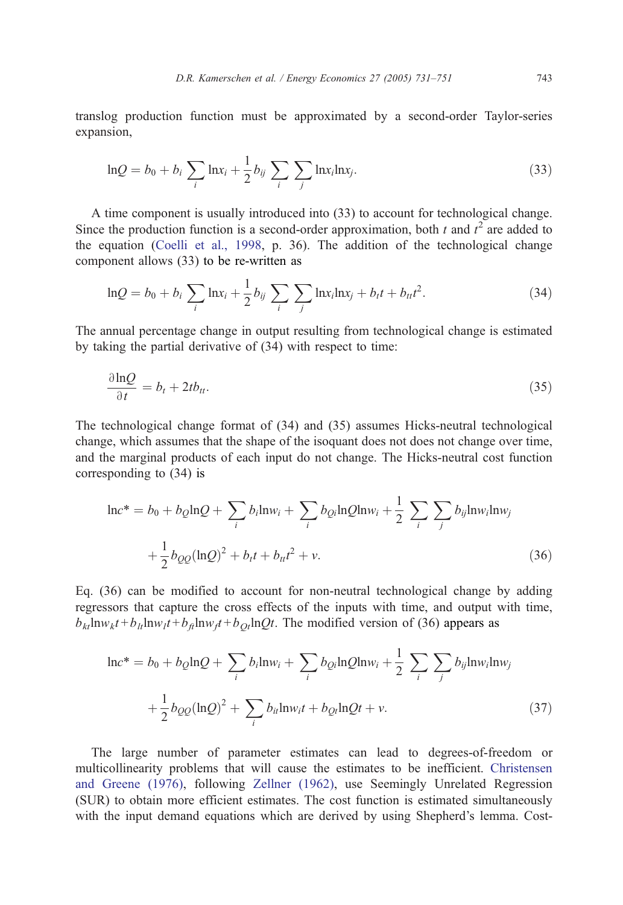translog production function must be approximated by a second-order Taylor-series expansion,

$$\ln Q = b_0 + b_i \sum_i \ln x_i + \frac{1}{2} b_{ij} \sum_i \sum_j \ln x_i \ln x_j. \tag{33}$$

A time component is usually introduced into (33) to account for technological change. Since the production function is a second-order approximation, both $t$ and $t^2$ are added to the equation (Coelli et al., 1998, p. 36). The addition of the technological change component allows (33) to be re-written as

$$\ln Q = b_0 + b_i \sum_i \ln x_i + \frac{1}{2} b_{ij} \sum_i \sum_j \ln x_i \ln x_j + b_t t + b_{tt} t^2. \tag{34}$$

The annual percentage change in output resulting from technological change is estimated by taking the partial derivative of (34) with respect to time:

$$\frac{\partial \ln Q}{\partial t} = b_t + 2t b_{tt}. \tag{35}$$

The technological change format of (34) and (35) assumes Hicks-neutral technological change, which assumes that the shape of the isoquant does not does not change over time, and the marginal products of each input do not change. The Hicks-neutral cost function corresponding to (34) is

$$\ln c^* = b_0 + b_Q \ln Q + \sum_i b_i \ln w_i + \sum_i b_{Qi} \ln Q \ln w_i + \frac{1}{2} \sum_i \sum_j b_{ij} \ln w_i \ln w_j + \frac{1}{2} b_{QQ} (\ln Q)^2 + b_t t + b_{tt} t^2 + v. \tag{36}$$

Eq. (36) can be modified to account for non-neutral technological change by adding regressors that capture the cross effects of the inputs with time, and output with time, $b_{kt} \ln w_k t + b_{lt} \ln w_l t + b_{ft} \ln w_f t + b_{Qt} \ln Q t$. The modified version of (36) appears as

$$\ln c^* = b_0 + b_Q \ln Q + \sum_i b_i \ln w_i + \sum_i b_{Qi} \ln Q \ln w_i + \frac{1}{2} \sum_i \sum_j b_{ij} \ln w_i \ln w_j + \frac{1}{2} b_{QQ} (\ln Q)^2 + \sum_i b_{it} \ln w_i t + b_{Qt} \ln Q t + v. \tag{37}$$

The large number of parameter estimates can lead to degrees-of-freedom or multicollinearity problems that will cause the estimates to be inefficient. Christensen and Greene (1976), following Zellner (1962), use Seemingly Unrelated Regression (SUR) to obtain more efficient estimates. The cost function is estimated simultaneously with the input demand equations which are derived by using Shepherd's lemma. Cost-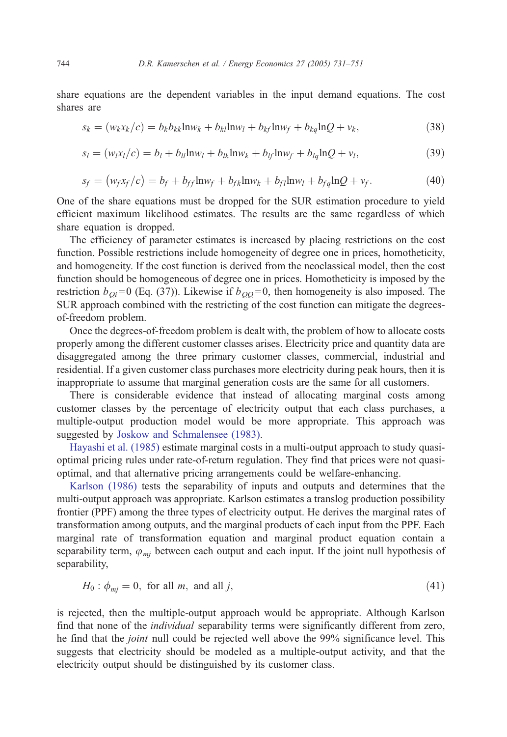share equations are the dependent variables in the input demand equations. The cost shares are

$$s_k = (w_k x_k / c) = b_k b_{kk} \ln w_k + b_{kl} \ln w_l + b_{kf} \ln w_f + b_{kq} \ln Q + v_k, \tag{38}$$

$$s_l = (w_l x_l / c) = b_l + b_{ll} \ln w_l + b_{lk} \ln w_k + b_{lf} \ln w_f + b_{lq} \ln Q + v_l, \tag{39}$$

$$s_f = (w_f x_f / c) = b_f + b_{ff} \ln w_f + b_{fk} \ln w_k + b_{fl} \ln w_l + b_{fq} \ln Q + v_f. \tag{40}$$

One of the share equations must be dropped for the SUR estimation procedure to yield efficient maximum likelihood estimates. The results are the same regardless of which share equation is dropped.

The efficiency of parameter estimates is increased by placing restrictions on the cost function. Possible restrictions include homogeneity of degree one in prices, homotheticity, and homogeneity. If the cost function is derived from the neoclassical model, then the cost function should be homogeneous of degree one in prices. Homotheticity is imposed by the restriction $b_{Qi}=0$ (Eq. (37)). Likewise if $b_{QQ}=0$, then homogeneity is also imposed. The SUR approach combined with the restricting of the cost function can mitigate the degrees-of-freedom problem.

Once the degrees-of-freedom problem is dealt with, the problem of how to allocate costs properly among the different customer classes arises. Electricity price and quantity data are disaggregated among the three primary customer classes, commercial, industrial and residential. If a given customer class purchases more electricity during peak hours, then it is inappropriate to assume that marginal generation costs are the same for all customers.

There is considerable evidence that instead of allocating marginal costs among customer classes by the percentage of electricity output that each class purchases, a multiple-output production model would be more appropriate. This approach was suggested by Joskow and Schmalensee (1983).

Hayashi et al. (1985) estimate marginal costs in a multi-output approach to study quasi-optimal pricing rules under rate-of-return regulation. They find that prices were not quasi-optimal, and that alternative pricing arrangements could be welfare-enhancing.

Karlson (1986) tests the separability of inputs and outputs and determines that the multi-output approach was appropriate. Karlson estimates a translog production possibility frontier (PPF) among the three types of electricity output. He derives the marginal rates of transformation among outputs, and the marginal products of each input from the PPF. Each marginal rate of transformation equation and marginal product equation contain a separability term, $\varphi_{mj}$ between each output and each input. If the joint null hypothesis of separability,

$$H_0 : \phi_{mj} = 0, \text{ for all } m, \text{ and all } j, \tag{41}$$

is rejected, then the multiple-output approach would be appropriate. Although Karlson find that none of the *individual* separability terms were significantly different from zero, he find that the *joint* null could be rejected well above the 99% significance level. This suggests that electricity should be modeled as a multiple-output activity, and that the electricity output should be distinguished by its customer class.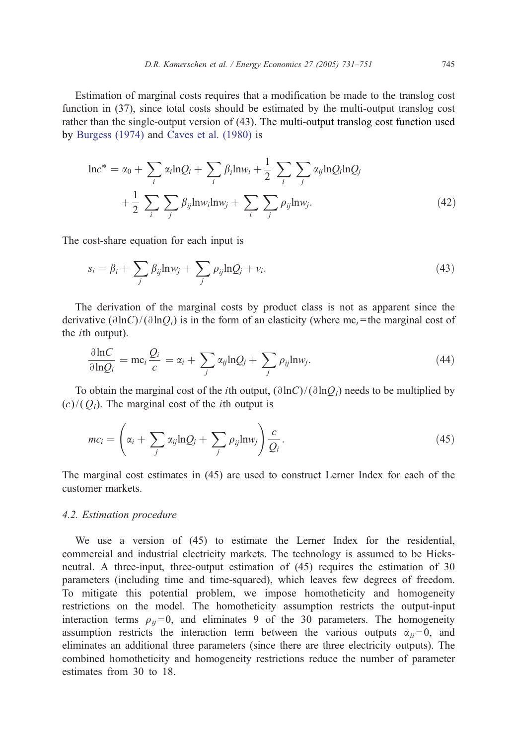Estimation of marginal costs requires that a modification be made to the translog cost function in (37), since total costs should be estimated by the multi-output translog cost rather than the single-output version of (43). The multi-output translog cost function used by Burgess (1974) and Caves et al. (1980) is

$$\ln c^* = \alpha_0 + \sum_i \alpha_i \ln Q_i + \sum_i \beta_i \ln w_i + \frac{1}{2} \sum_i \sum_j \alpha_{ij} \ln Q_i \ln Q_j + \frac{1}{2} \sum_i \sum_j \beta_{ij} \ln w_i \ln w_j + \sum_i \sum_j \rho_{ij} \ln w_j. \tag{42}$$

The cost-share equation for each input is

$$s_i = \beta_i + \sum_j \beta_{ij} \ln w_j + \sum_j \rho_{ij} \ln Q_j + v_i. \tag{43}$$

The derivation of the marginal costs by product class is not as apparent since the derivative $(\partial \ln C)/(\partial \ln Q_i)$ is in the form of an elasticity (where $\mathrm{mc}_i$ = the marginal cost of the $i$th output).

$$\frac{\partial \ln C}{\partial \ln Q_i} = \mathrm{mc}_i \frac{Q_i}{c} = \alpha_i + \sum_j \alpha_{ij} \ln Q_j + \sum_j \rho_{ij} \ln w_j. \tag{44}$$

To obtain the marginal cost of the $i$th output, $(\partial \ln C)/(\partial \ln Q_i)$ needs to be multiplied by $(c)/(Q_i)$. The marginal cost of the $i$th output is

$$mc_i = \left( \alpha_i + \sum_j \alpha_{ij} \ln Q_j + \sum_j \rho_{ij} \ln w_j \right) \frac{c}{Q_i}. \tag{45}$$

The marginal cost estimates in (45) are used to construct Lerner Index for each of the customer markets.

### 4.2. Estimation procedure

We use a version of (45) to estimate the Lerner Index for the residential, commercial and industrial electricity markets. The technology is assumed to be Hicks-neutral. A three-input, three-output estimation of (45) requires the estimation of 30 parameters (including time and time-squared), which leaves few degrees of freedom. To mitigate this potential problem, we impose homotheticity and homogeneity restrictions on the model. The homotheticity assumption restricts the output-input interaction terms $\rho_{ij}=0$, and eliminates 9 of the 30 parameters. The homogeneity assumption restricts the interaction term between the various outputs $\alpha_{ii}=0$, and eliminates an additional three parameters (since there are three electricity outputs). The combined homotheticity and homogeneity restrictions reduce the number of parameter estimates from 30 to 18.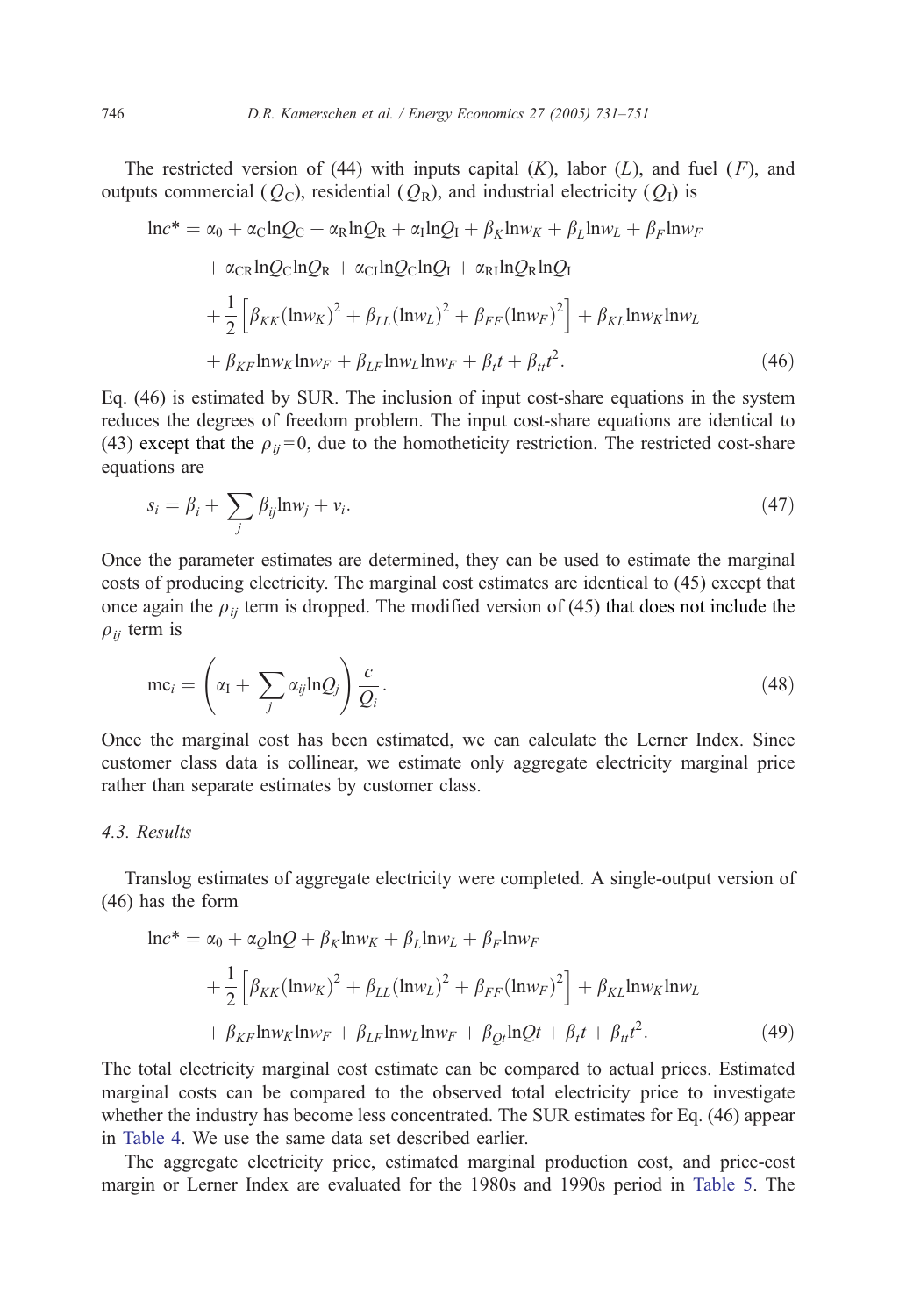The restricted version of (44) with inputs capital ($K$), labor ($L$), and fuel ($F$), and outputs commercial ($Q_{\mathrm{C}}$), residential ($Q_{\mathrm{R}}$), and industrial electricity ($Q_{\mathrm{I}}$) is

$$
\begin{aligned}
\ln c^{*} = {} & \alpha_0 + \alpha_{\mathrm{C}} \ln Q_{\mathrm{C}} + \alpha_{\mathrm{R}} \ln Q_{\mathrm{R}} + \alpha_{\mathrm{I}} \ln Q_{\mathrm{I}} + \beta_K \ln w_K + \beta_L \ln w_L + \beta_F \ln w_F \\
& + \alpha_{\mathrm{CR}} \ln Q_{\mathrm{C}} \ln Q_{\mathrm{R}} + \alpha_{\mathrm{CI}} \ln Q_{\mathrm{C}} \ln Q_{\mathrm{I}} + \alpha_{\mathrm{RI}} \ln Q_{\mathrm{R}} \ln Q_{\mathrm{I}} \\
& + \frac{1}{2}\left[\beta_{KK}(\ln w_K)^2 + \beta_{LL}(\ln w_L)^2 + \beta_{FF}(\ln w_F)^2\right] + \beta_{KL} \ln w_K \ln w_L \\
& + \beta_{KF} \ln w_K \ln w_F + \beta_{LF} \ln w_L \ln w_F + \beta_t t + \beta_{tt} t^2.
\end{aligned}
\tag{46}
$$

Eq. (46) is estimated by SUR. The inclusion of input cost-share equations in the system reduces the degrees of freedom problem. The input cost-share equations are identical to (43) except that the $\rho_{ij} = 0$, due to the homotheticity restriction. The restricted cost-share equations are

$$
s_i = \beta_i + \sum_j \beta_{ij} \ln w_j + v_i. \tag{47}
$$

Once the parameter estimates are determined, they can be used to estimate the marginal costs of producing electricity. The marginal cost estimates are identical to (45) except that once again the $\rho_{ij}$ term is dropped. The modified version of (45) that does not include the $\rho_{ij}$ term is

$$
\mathrm{mc}_i = \left(\alpha_{\mathrm{I}} + \sum_j \alpha_{ij} \ln Q_j\right) \frac{c}{Q_i}. \tag{48}
$$

Once the marginal cost has been estimated, we can calculate the Lerner Index. Since customer class data is collinear, we estimate only aggregate electricity marginal price rather than separate estimates by customer class.

### 4.3. Results

Translog estimates of aggregate electricity were completed. A single-output version of (46) has the form

$$
\begin{aligned}
\ln c^{*} = {} & \alpha_0 + \alpha_Q \ln Q + \beta_K \ln w_K + \beta_L \ln w_L + \beta_F \ln w_F \\
& + \frac{1}{2}\left[\beta_{KK}(\ln w_K)^2 + \beta_{LL}(\ln w_L)^2 + \beta_{FF}(\ln w_F)^2\right] + \beta_{KL} \ln w_K \ln w_L \\
& + \beta_{KF} \ln w_K \ln w_F + \beta_{LF} \ln w_L \ln w_F + \beta_{Qt} \ln Q t + \beta_t t + \beta_{tt} t^2.
\end{aligned}
\tag{49}
$$

The total electricity marginal cost estimate can be compared to actual prices. Estimated marginal costs can be compared to the observed total electricity price to investigate whether the industry has become less concentrated. The SUR estimates for Eq. (46) appear in Table 4. We use the same data set described earlier.

The aggregate electricity price, estimated marginal production cost, and price-cost margin or Lerner Index are evaluated for the 1980s and 1990s period in Table 5. The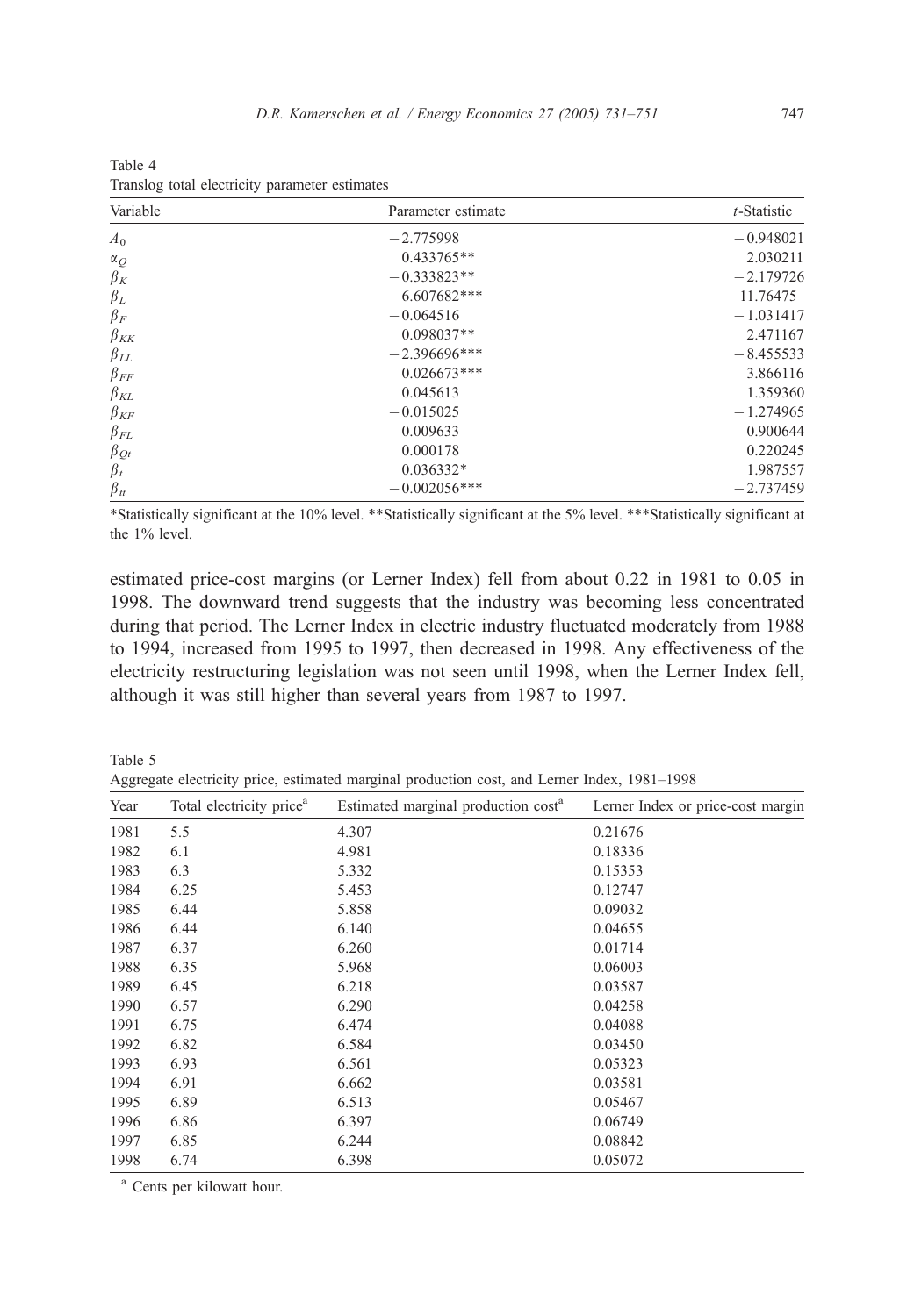Table 4

Translog total electricity parameter estimates

| Variable | Parameter estimate | $t$-Statistic |
|---|---|---|
| $A_0$ | −2.775998 | −0.948021 |
| $\alpha_Q$ | 0.433765** | 2.030211 |
| $\beta_K$ | −0.333823** | −2.179726 |
| $\beta_L$ | 6.607682*** | 11.76475 |
| $\beta_F$ | −0.064516 | −1.031417 |
| $\beta_{KK}$ | 0.098037** | 2.471167 |
| $\beta_{LL}$ | −2.396696*** | −8.455533 |
| $\beta_{FF}$ | 0.026673*** | 3.866116 |
| $\beta_{KL}$ | 0.045613 | 1.359360 |
| $\beta_{KF}$ | −0.015025 | −1.274965 |
| $\beta_{FL}$ | 0.009633 | 0.900644 |
| $\beta_{Qt}$ | 0.000178 | 0.220245 |
| $\beta_t$ | 0.036332* | 1.987557 |
| $\beta_{tt}$ | −0.002056*** | −2.737459 |

*Statistically significant at the 10% level. **Statistically significant at the 5% level. ***Statistically significant at the 1% level.

estimated price-cost margins (or Lerner Index) fell from about 0.22 in 1981 to 0.05 in 1998. The downward trend suggests that the industry was becoming less concentrated during that period. The Lerner Index in electric industry fluctuated moderately from 1988 to 1994, increased from 1995 to 1997, then decreased in 1998. Any effectiveness of the electricity restructuring legislation was not seen until 1998, when the Lerner Index fell, although it was still higher than several years from 1987 to 1997.

Table 5

Aggregate electricity price, estimated marginal production cost, and Lerner Index, 1981–1998

| Year | Total electricity price[a] | Estimated marginal production cost[a] | Lerner Index or price-cost margin |
|---|---|---|---|
| 1981 | 5.5 | 4.307 | 0.21676 |
| 1982 | 6.1 | 4.981 | 0.18336 |
| 1983 | 6.3 | 5.332 | 0.15353 |
| 1984 | 6.25 | 5.453 | 0.12747 |
| 1985 | 6.44 | 5.858 | 0.09032 |
| 1986 | 6.44 | 6.140 | 0.04655 |
| 1987 | 6.37 | 6.260 | 0.01714 |
| 1988 | 6.35 | 5.968 | 0.06003 |
| 1989 | 6.45 | 6.218 | 0.03587 |
| 1990 | 6.57 | 6.290 | 0.04258 |
| 1991 | 6.75 | 6.474 | 0.04088 |
| 1992 | 6.82 | 6.584 | 0.03450 |
| 1993 | 6.93 | 6.561 | 0.05323 |
| 1994 | 6.91 | 6.662 | 0.03581 |
| 1995 | 6.89 | 6.513 | 0.05467 |
| 1996 | 6.86 | 6.397 | 0.06749 |
| 1997 | 6.85 | 6.244 | 0.08842 |
| 1998 | 6.74 | 6.398 | 0.05072 |

[a] Cents per kilowatt hour.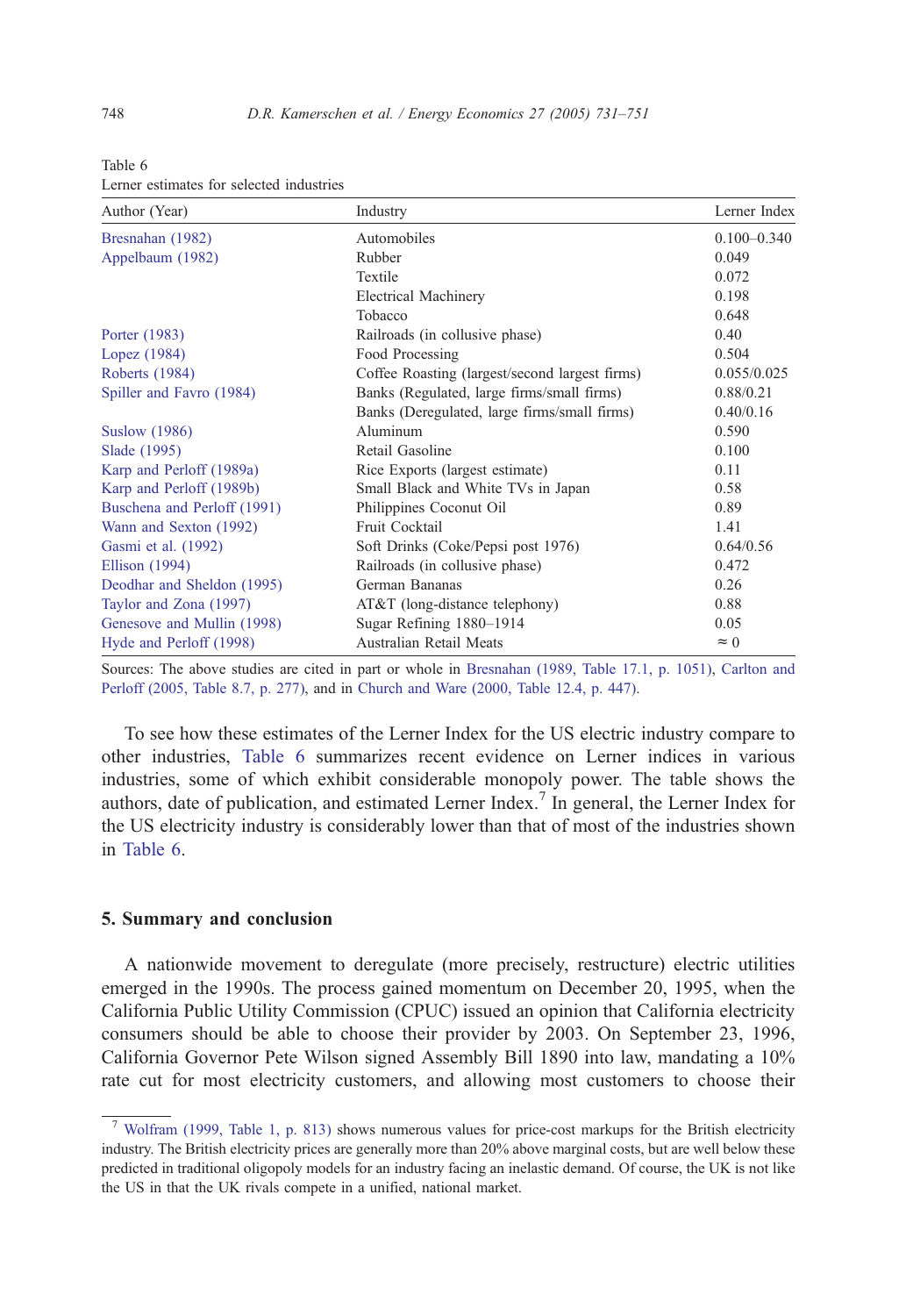Table 6
Lerner estimates for selected industries

| Author (Year) | Industry | Lerner Index |
|---|---|---|
| Bresnahan (1982) | Automobiles | 0.100–0.340 |
| Appelbaum (1982) | Rubber | 0.049 |
| | Textile | 0.072 |
| | Electrical Machinery | 0.198 |
| | Tobacco | 0.648 |
| Porter (1983) | Railroads (in collusive phase) | 0.40 |
| Lopez (1984) | Food Processing | 0.504 |
| Roberts (1984) | Coffee Roasting (largest/second largest firms) | 0.055/0.025 |
| Spiller and Favro (1984) | Banks (Regulated, large firms/small firms) | 0.88/0.21 |
| | Banks (Deregulated, large firms/small firms) | 0.40/0.16 |
| Suslow (1986) | Aluminum | 0.590 |
| Slade (1995) | Retail Gasoline | 0.100 |
| Karp and Perloff (1989a) | Rice Exports (largest estimate) | 0.11 |
| Karp and Perloff (1989b) | Small Black and White TVs in Japan | 0.58 |
| Buschena and Perloff (1991) | Philippines Coconut Oil | 0.89 |
| Wann and Sexton (1992) | Fruit Cocktail | 1.41 |
| Gasmi et al. (1992) | Soft Drinks (Coke/Pepsi post 1976) | 0.64/0.56 |
| Ellison (1994) | Railroads (in collusive phase) | 0.472 |
| Deodhar and Sheldon (1995) | German Bananas | 0.26 |
| Taylor and Zona (1997) | AT&T (long-distance telephony) | 0.88 |
| Genesove and Mullin (1998) | Sugar Refining 1880–1914 | 0.05 |
| Hyde and Perloff (1998) | Australian Retail Meats | $\approx 0$ |

Sources: The above studies are cited in part or whole in Bresnahan (1989, Table 17.1, p. 1051), Carlton and Perloff (2005, Table 8.7, p. 277), and in Church and Ware (2000, Table 12.4, p. 447).

To see how these estimates of the Lerner Index for the US electric industry compare to other industries, Table 6 summarizes recent evidence on Lerner indices in various industries, some of which exhibit considerable monopoly power. The table shows the authors, date of publication, and estimated Lerner Index.[7] In general, the Lerner Index for the US electricity industry is considerably lower than that of most of the industries shown in Table 6.

## 5. Summary and conclusion

A nationwide movement to deregulate (more precisely, restructure) electric utilities emerged in the 1990s. The process gained momentum on December 20, 1995, when the California Public Utility Commission (CPUC) issued an opinion that California electricity consumers should be able to choose their provider by 2003. On September 23, 1996, California Governor Pete Wilson signed Assembly Bill 1890 into law, mandating a 10% rate cut for most electricity customers, and allowing most customers to choose their

[7] Wolfram (1999, Table 1, p. 813) shows numerous values for price-cost markups for the British electricity industry. The British electricity prices are generally more than 20% above marginal costs, but are well below these predicted in traditional oligopoly models for an industry facing an inelastic demand. Of course, the UK is not like the US in that the UK rivals compete in a unified, national market.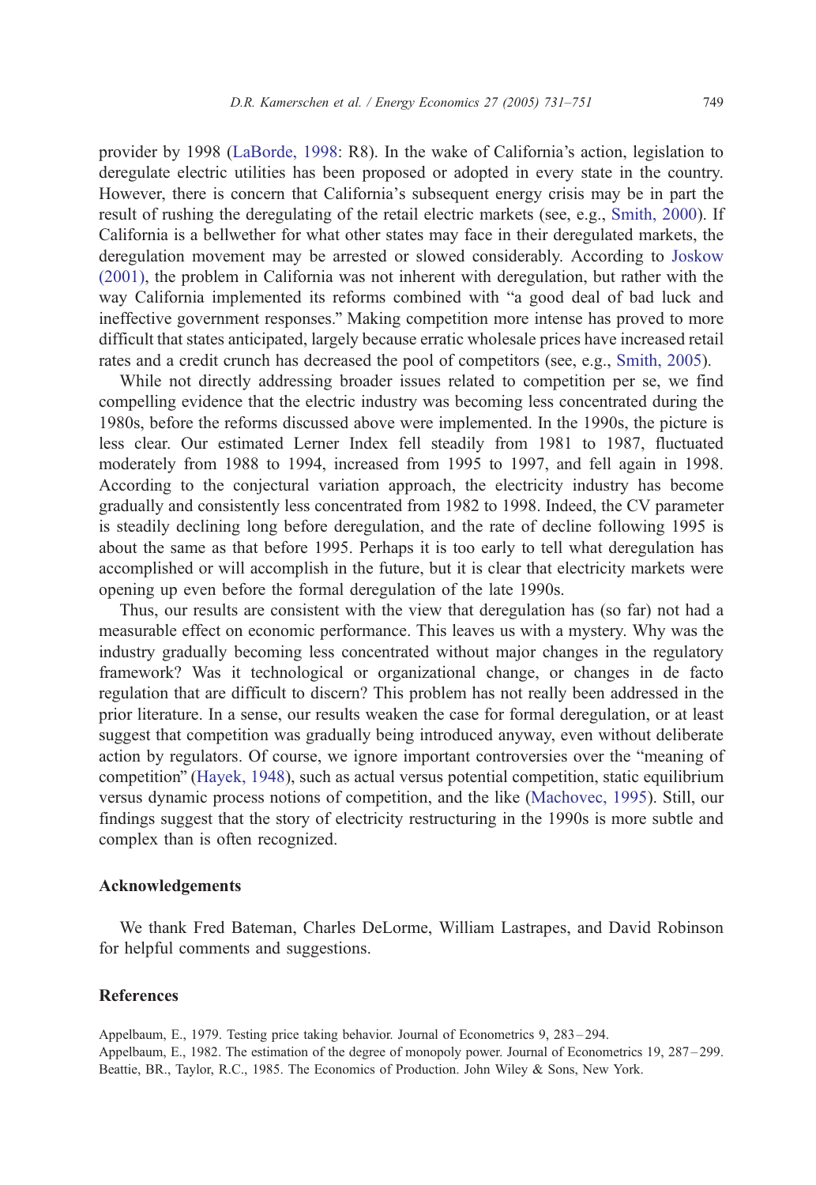provider by 1998 (LaBorde, 1998: R8). In the wake of California's action, legislation to deregulate electric utilities has been proposed or adopted in every state in the country. However, there is concern that California's subsequent energy crisis may be in part the result of rushing the deregulating of the retail electric markets (see, e.g., Smith, 2000). If California is a bellwether for what other states may face in their deregulated markets, the deregulation movement may be arrested or slowed considerably. According to Joskow (2001), the problem in California was not inherent with deregulation, but rather with the way California implemented its reforms combined with "a good deal of bad luck and ineffective government responses." Making competition more intense has proved to more difficult that states anticipated, largely because erratic wholesale prices have increased retail rates and a credit crunch has decreased the pool of competitors (see, e.g., Smith, 2005).

While not directly addressing broader issues related to competition per se, we find compelling evidence that the electric industry was becoming less concentrated during the 1980s, before the reforms discussed above were implemented. In the 1990s, the picture is less clear. Our estimated Lerner Index fell steadily from 1981 to 1987, fluctuated moderately from 1988 to 1994, increased from 1995 to 1997, and fell again in 1998. According to the conjectural variation approach, the electricity industry has become gradually and consistently less concentrated from 1982 to 1998. Indeed, the CV parameter is steadily declining long before deregulation, and the rate of decline following 1995 is about the same as that before 1995. Perhaps it is too early to tell what deregulation has accomplished or will accomplish in the future, but it is clear that electricity markets were opening up even before the formal deregulation of the late 1990s.

Thus, our results are consistent with the view that deregulation has (so far) not had a measurable effect on economic performance. This leaves us with a mystery. Why was the industry gradually becoming less concentrated without major changes in the regulatory framework? Was it technological or organizational change, or changes in de facto regulation that are difficult to discern? This problem has not really been addressed in the prior literature. In a sense, our results weaken the case for formal deregulation, or at least suggest that competition was gradually being introduced anyway, even without deliberate action by regulators. Of course, we ignore important controversies over the "meaning of competition" (Hayek, 1948), such as actual versus potential competition, static equilibrium versus dynamic process notions of competition, and the like (Machovec, 1995). Still, our findings suggest that the story of electricity restructuring in the 1990s is more subtle and complex than is often recognized.

## Acknowledgements

We thank Fred Bateman, Charles DeLorme, William Lastrapes, and David Robinson for helpful comments and suggestions.

## References

Appelbaum, E., 1979. Testing price taking behavior. Journal of Econometrics 9, 283–294.

Appelbaum, E., 1982. The estimation of the degree of monopoly power. Journal of Econometrics 19, 287–299.

Beattie, BR., Taylor, R.C., 1985. The Economics of Production. John Wiley & Sons, New York.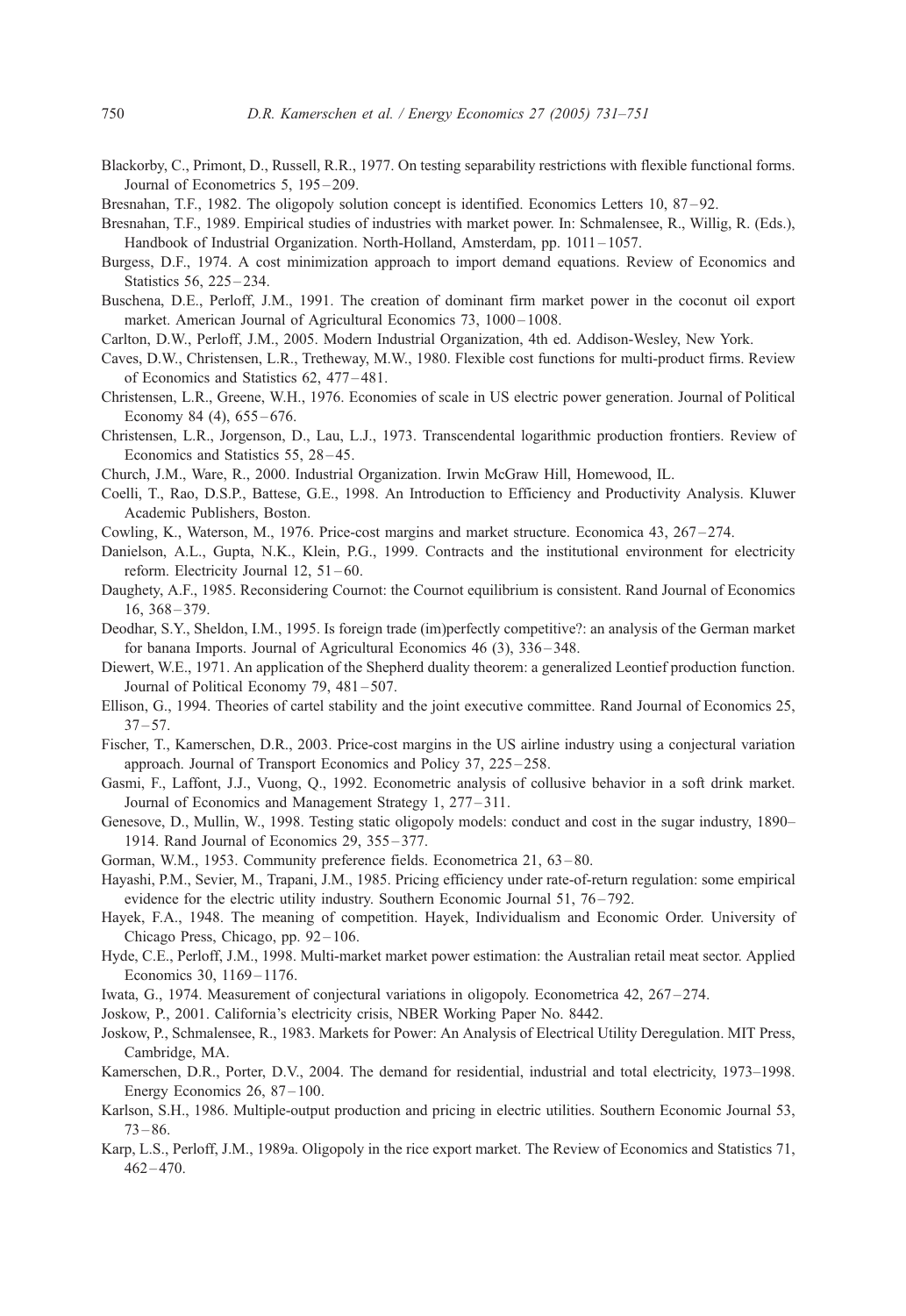Blackorby, C., Primont, D., Russell, R.R., 1977. On testing separability restrictions with flexible functional forms. Journal of Econometrics 5, 195–209.

Bresnahan, T.F., 1982. The oligopoly solution concept is identified. Economics Letters 10, 87–92.

Bresnahan, T.F., 1989. Empirical studies of industries with market power. In: Schmalensee, R., Willig, R. (Eds.), Handbook of Industrial Organization. North-Holland, Amsterdam, pp. 1011–1057.

Burgess, D.F., 1974. A cost minimization approach to import demand equations. Review of Economics and Statistics 56, 225–234.

Buschena, D.E., Perloff, J.M., 1991. The creation of dominant firm market power in the coconut oil export market. American Journal of Agricultural Economics 73, 1000–1008.

Carlton, D.W., Perloff, J.M., 2005. Modern Industrial Organization, 4th ed. Addison-Wesley, New York.

Caves, D.W., Christensen, L.R., Tretheway, M.W., 1980. Flexible cost functions for multi-product firms. Review of Economics and Statistics 62, 477–481.

Christensen, L.R., Greene, W.H., 1976. Economies of scale in US electric power generation. Journal of Political Economy 84 (4), 655–676.

Christensen, L.R., Jorgenson, D., Lau, L.J., 1973. Transcendental logarithmic production frontiers. Review of Economics and Statistics 55, 28–45.

Church, J.M., Ware, R., 2000. Industrial Organization. Irwin McGraw Hill, Homewood, IL.

Coelli, T., Rao, D.S.P., Battese, G.E., 1998. An Introduction to Efficiency and Productivity Analysis. Kluwer Academic Publishers, Boston.

Cowling, K., Waterson, M., 1976. Price-cost margins and market structure. Economica 43, 267–274.

Danielson, A.L., Gupta, N.K., Klein, P.G., 1999. Contracts and the institutional environment for electricity reform. Electricity Journal 12, 51–60.

Daughety, A.F., 1985. Reconsidering Cournot: the Cournot equilibrium is consistent. Rand Journal of Economics 16, 368–379.

Deodhar, S.Y., Sheldon, I.M., 1995. Is foreign trade (im)perfectly competitive?: an analysis of the German market for banana Imports. Journal of Agricultural Economics 46 (3), 336–348.

Diewert, W.E., 1971. An application of the Shepherd duality theorem: a generalized Leontief production function. Journal of Political Economy 79, 481–507.

Ellison, G., 1994. Theories of cartel stability and the joint executive committee. Rand Journal of Economics 25, 37–57.

Fischer, T., Kamerschen, D.R., 2003. Price-cost margins in the US airline industry using a conjectural variation approach. Journal of Transport Economics and Policy 37, 225–258.

Gasmi, F., Laffont, J.J., Vuong, Q., 1992. Econometric analysis of collusive behavior in a soft drink market. Journal of Economics and Management Strategy 1, 277–311.

Genesove, D., Mullin, W., 1998. Testing static oligopoly models: conduct and cost in the sugar industry, 1890–1914. Rand Journal of Economics 29, 355–377.

Gorman, W.M., 1953. Community preference fields. Econometrica 21, 63–80.

Hayashi, P.M., Sevier, M., Trapani, J.M., 1985. Pricing efficiency under rate-of-return regulation: some empirical evidence for the electric utility industry. Southern Economic Journal 51, 76–792.

Hayek, F.A., 1948. The meaning of competition. Hayek, Individualism and Economic Order. University of Chicago Press, Chicago, pp. 92–106.

Hyde, C.E., Perloff, J.M., 1998. Multi-market market power estimation: the Australian retail meat sector. Applied Economics 30, 1169–1176.

Iwata, G., 1974. Measurement of conjectural variations in oligopoly. Econometrica 42, 267–274.

Joskow, P., 2001. California's electricity crisis, NBER Working Paper No. 8442.

Joskow, P., Schmalensee, R., 1983. Markets for Power: An Analysis of Electrical Utility Deregulation. MIT Press, Cambridge, MA.

Kamerschen, D.R., Porter, D.V., 2004. The demand for residential, industrial and total electricity, 1973–1998. Energy Economics 26, 87–100.

Karlson, S.H., 1986. Multiple-output production and pricing in electric utilities. Southern Economic Journal 53, 73–86.

Karp, L.S., Perloff, J.M., 1989a. Oligopoly in the rice export market. The Review of Economics and Statistics 71, 462–470.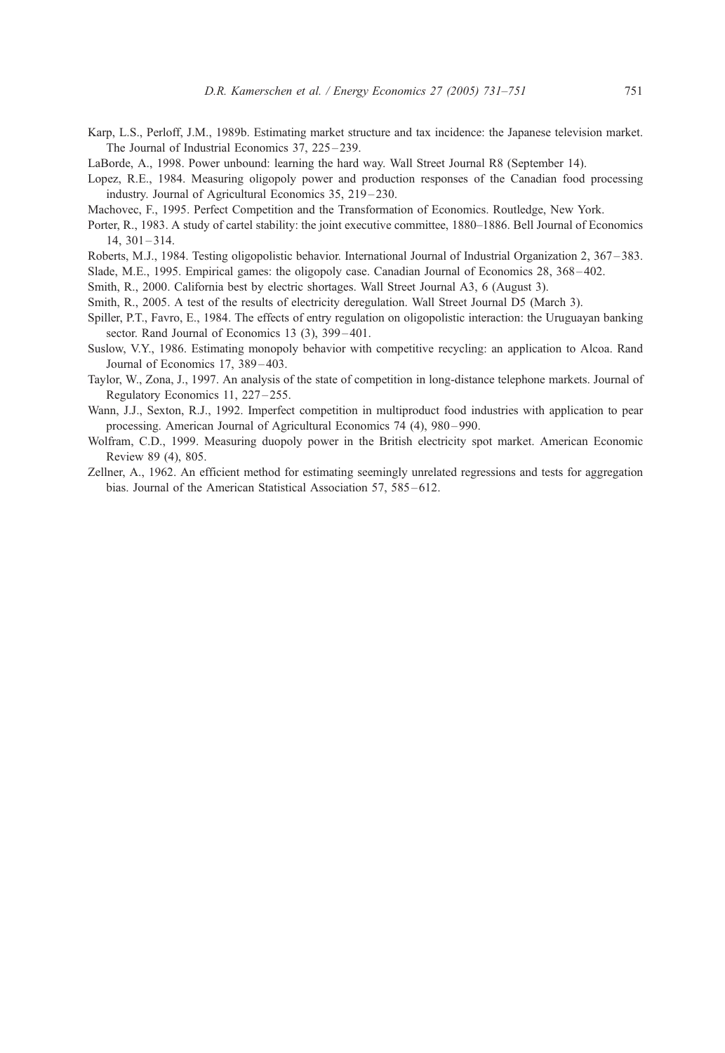Karp, L.S., Perloff, J.M., 1989b. Estimating market structure and tax incidence: the Japanese television market. The Journal of Industrial Economics 37, 225–239.

LaBorde, A., 1998. Power unbound: learning the hard way. Wall Street Journal R8 (September 14).

Lopez, R.E., 1984. Measuring oligopoly power and production responses of the Canadian food processing industry. Journal of Agricultural Economics 35, 219–230.

Machovec, F., 1995. Perfect Competition and the Transformation of Economics. Routledge, New York.

Porter, R., 1983. A study of cartel stability: the joint executive committee, 1880–1886. Bell Journal of Economics 14, 301–314.

Roberts, M.J., 1984. Testing oligopolistic behavior. International Journal of Industrial Organization 2, 367–383.

Slade, M.E., 1995. Empirical games: the oligopoly case. Canadian Journal of Economics 28, 368–402.

Smith, R., 2000. California best by electric shortages. Wall Street Journal A3, 6 (August 3).

Smith, R., 2005. A test of the results of electricity deregulation. Wall Street Journal D5 (March 3).

Spiller, P.T., Favro, E., 1984. The effects of entry regulation on oligopolistic interaction: the Uruguayan banking sector. Rand Journal of Economics 13 (3), 399–401.

Suslow, V.Y., 1986. Estimating monopoly behavior with competitive recycling: an application to Alcoa. Rand Journal of Economics 17, 389–403.

Taylor, W., Zona, J., 1997. An analysis of the state of competition in long-distance telephone markets. Journal of Regulatory Economics 11, 227–255.

Wann, J.J., Sexton, R.J., 1992. Imperfect competition in multiproduct food industries with application to pear processing. American Journal of Agricultural Economics 74 (4), 980–990.

Wolfram, C.D., 1999. Measuring duopoly power in the British electricity spot market. American Economic Review 89 (4), 805.

Zellner, A., 1962. An efficient method for estimating seemingly unrelated regressions and tests for aggregation bias. Journal of the American Statistical Association 57, 585–612.